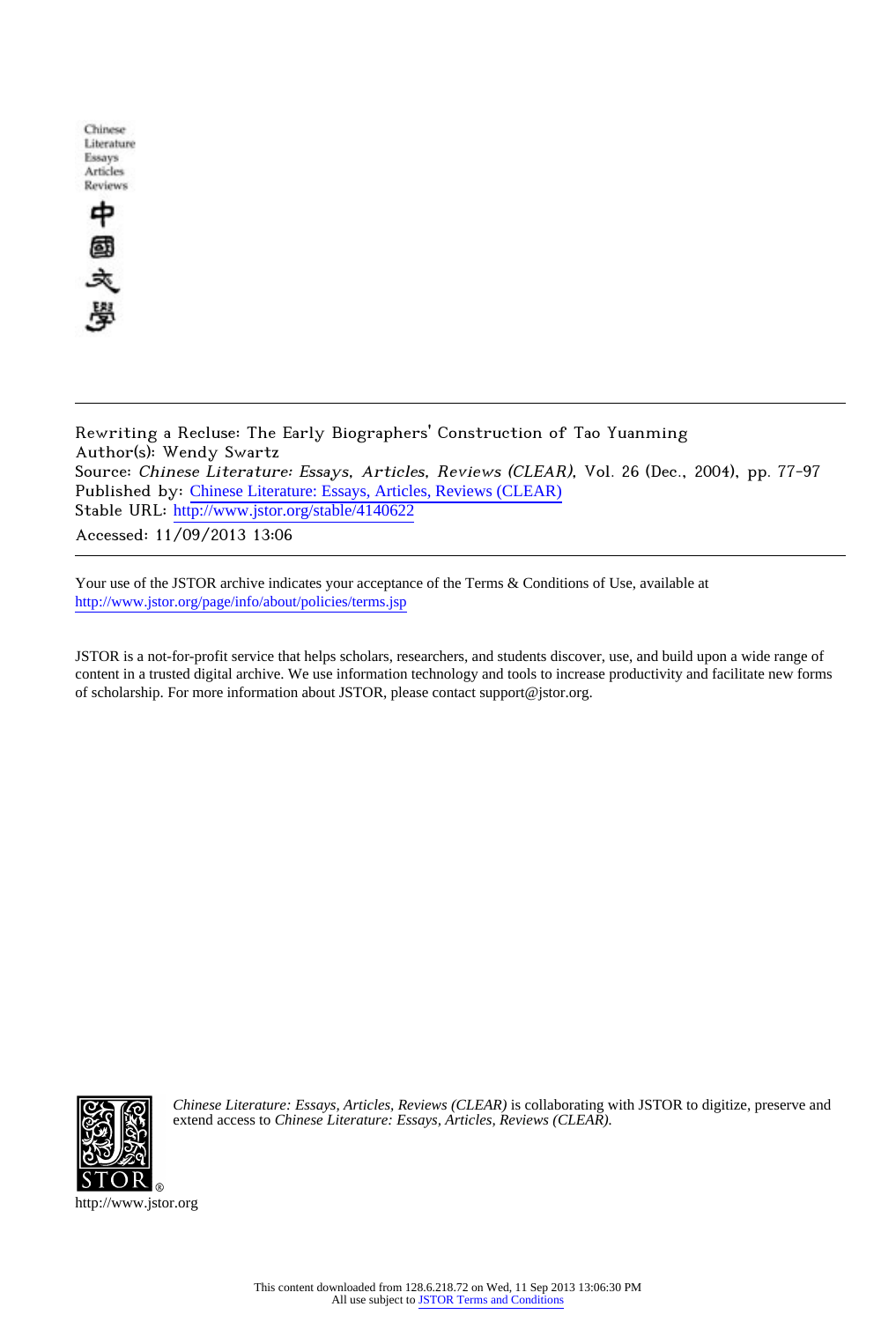Chinese Literature Essays Articles Reviews

中國文學

Rewriting a Recluse: The Early Biographers' Construction of Tao Yuanming
Author(s): Wendy Swartz
Source: *Chinese Literature: Essays, Articles, Reviews (CLEAR)*, Vol. 26 (Dec., 2004), pp. 77-97
Published by: Chinese Literature: Essays, Articles, Reviews (CLEAR)
Stable URL: http://www.jstor.org/stable/4140622
Accessed: 11/09/2013 13:06

Your use of the JSTOR archive indicates your acceptance of the Terms & Conditions of Use, available at
http://www.jstor.org/page/info/about/policies/terms.jsp

JSTOR is a not-for-profit service that helps scholars, researchers, and students discover, use, and build upon a wide range of content in a trusted digital archive. We use information technology and tools to increase productivity and facilitate new forms of scholarship. For more information about JSTOR, please contact support@jstor.org.

*Chinese Literature: Essays, Articles, Reviews (CLEAR)* is collaborating with JSTOR to digitize, preserve and extend access to *Chinese Literature: Essays, Articles, Reviews (CLEAR).*

http://www.jstor.org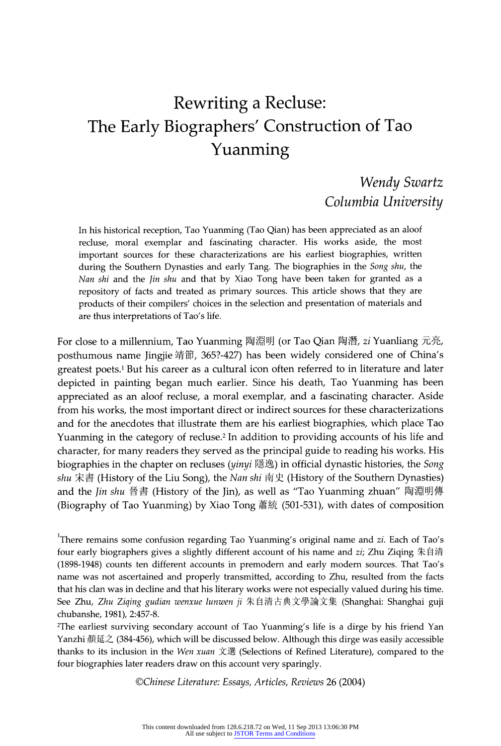# Rewriting a Recluse: The Early Biographers' Construction of Tao Yuanming

*Wendy Swartz*
*Columbia University*

In his historical reception, Tao Yuanming (Tao Qian) has been appreciated as an aloof recluse, moral exemplar and fascinating character. His works aside, the most important sources for these characterizations are his earliest biographies, written during the Southern Dynasties and early Tang. The biographies in the *Song shu*, the *Nan shi* and the *Jin shu* and that by Xiao Tong have been taken for granted as a repository of facts and treated as primary sources. This article shows that they are products of their compilers' choices in the selection and presentation of materials and are thus interpretations of Tao's life.

For close to a millennium, Tao Yuanming 陶淵明 (or Tao Qian 陶潛, *zi* Yuanliang 元亮, posthumous name Jingjie 靖節, 365?-427) has been widely considered one of China's greatest poets.[1] But his career as a cultural icon often referred to in literature and later depicted in painting began much earlier. Since his death, Tao Yuanming has been appreciated as an aloof recluse, a moral exemplar, and a fascinating character. Aside from his works, the most important direct or indirect sources for these characterizations and for the anecdotes that illustrate them are his earliest biographies, which place Tao Yuanming in the category of recluse.[2] In addition to providing accounts of his life and character, for many readers they served as the principal guide to reading his works. His biographies in the chapter on recluses (*yinyi* 隱逸) in official dynastic histories, the *Song shu* 宋書 (History of the Liu Song), the *Nan shi* 南史 (History of the Southern Dynasties) and the *Jin shu* 晉書 (History of the Jin), as well as "Tao Yuanming zhuan" 陶淵明傳 (Biography of Tao Yuanming) by Xiao Tong 蕭統 (501-531), with dates of composition

[1]There remains some confusion regarding Tao Yuanming's original name and *zi*. Each of Tao's four early biographers gives a slightly different account of his name and *zi*; Zhu Ziqing 朱自清 (1898-1948) counts ten different accounts in premodern and early modern sources. That Tao's name was not ascertained and properly transmitted, according to Zhu, resulted from the facts that his clan was in decline and that his literary works were not especially valued during his time. See Zhu, *Zhu Ziqing gudian wenxue lunwen ji* 朱自清古典文學論文集 (Shanghai: Shanghai guji chubanshe, 1981), 2:457-8.

[2]The earliest surviving secondary account of Tao Yuanming's life is a dirge by his friend Yan Yanzhi 顏延之 (384-456), which will be discussed below. Although this dirge was easily accessible thanks to its inclusion in the *Wen xuan* 文選 (Selections of Refined Literature), compared to the four biographies later readers draw on this account very sparingly.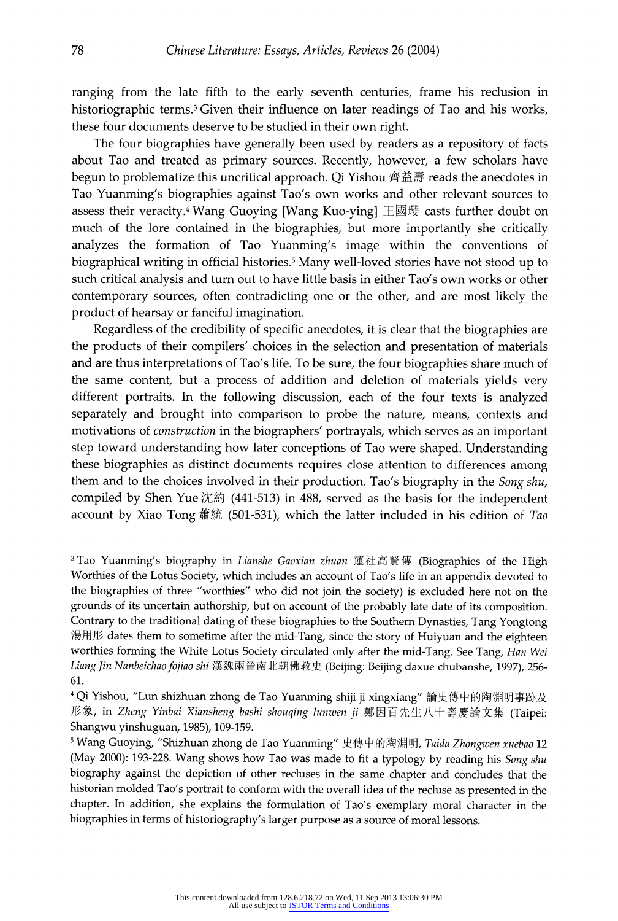ranging from the late fifth to the early seventh centuries, frame his reclusion in historiographic terms.[3] Given their influence on later readings of Tao and his works, these four documents deserve to be studied in their own right.

The four biographies have generally been used by readers as a repository of facts about Tao and treated as primary sources. Recently, however, a few scholars have begun to problematize this uncritical approach. Qi Yishou 齊益壽 reads the anecdotes in Tao Yuanming's biographies against Tao's own works and other relevant sources to assess their veracity.[4] Wang Guoying [Wang Kuo-ying] 王國瓔 casts further doubt on much of the lore contained in the biographies, but more importantly she critically analyzes the formation of Tao Yuanming's image within the conventions of biographical writing in official histories.[5] Many well-loved stories have not stood up to such critical analysis and turn out to have little basis in either Tao's own works or other contemporary sources, often contradicting one or the other, and are most likely the product of hearsay or fanciful imagination.

Regardless of the credibility of specific anecdotes, it is clear that the biographies are the products of their compilers' choices in the selection and presentation of materials and are thus interpretations of Tao's life. To be sure, the four biographies share much of the same content, but a process of addition and deletion of materials yields very different portraits. In the following discussion, each of the four texts is analyzed separately and brought into comparison to probe the nature, means, contexts and motivations of *construction* in the biographers' portrayals, which serves as an important step toward understanding how later conceptions of Tao were shaped. Understanding these biographies as distinct documents requires close attention to differences among them and to the choices involved in their production. Tao's biography in the *Song shu*, compiled by Shen Yue 沈約 (441-513) in 488, served as the basis for the independent account by Xiao Tong 蕭統 (501-531), which the latter included in his edition of *Tao*

---

[3] Tao Yuanming's biography in *Lianshe Gaoxian zhuan* 蓮社高賢傳 (Biographies of the High Worthies of the Lotus Society, which includes an account of Tao's life in an appendix devoted to the biographies of three "worthies" who did not join the society) is excluded here not on the grounds of its uncertain authorship, but on account of the probably late date of its composition. Contrary to the traditional dating of these biographies to the Southern Dynasties, Tang Yongtong 湯用彤 dates them to sometime after the mid-Tang, since the story of Huiyuan and the eighteen worthies forming the White Lotus Society circulated only after the mid-Tang. See Tang, *Han Wei Liang Jin Nanbeichao fojiao shi* 漢魏兩晉南北朝佛教史 (Beijing: Beijing daxue chubanshe, 1997), 256-61.

[4] Qi Yishou, "Lun shizhuan zhong de Tao Yuanming shiji ji xingxiang" 論史傳中的陶淵明事跡及形象, in *Zheng Yinbai Xiansheng bashi shouqing lunwen ji* 鄭因百先生八十壽慶論文集 (Taipei: Shangwu yinshuguan, 1985), 109-159.

[5] Wang Guoying, "Shizhuan zhong de Tao Yuanming" 史傳中的陶淵明, *Taida Zhongwen xuebao* 12 (May 2000): 193-228. Wang shows how Tao was made to fit a typology by reading his *Song shu* biography against the depiction of other recluses in the same chapter and concludes that the historian molded Tao's portrait to conform with the overall idea of the recluse as presented in the chapter. In addition, she explains the formulation of Tao's exemplary moral character in the biographies in terms of historiography's larger purpose as a source of moral lessons.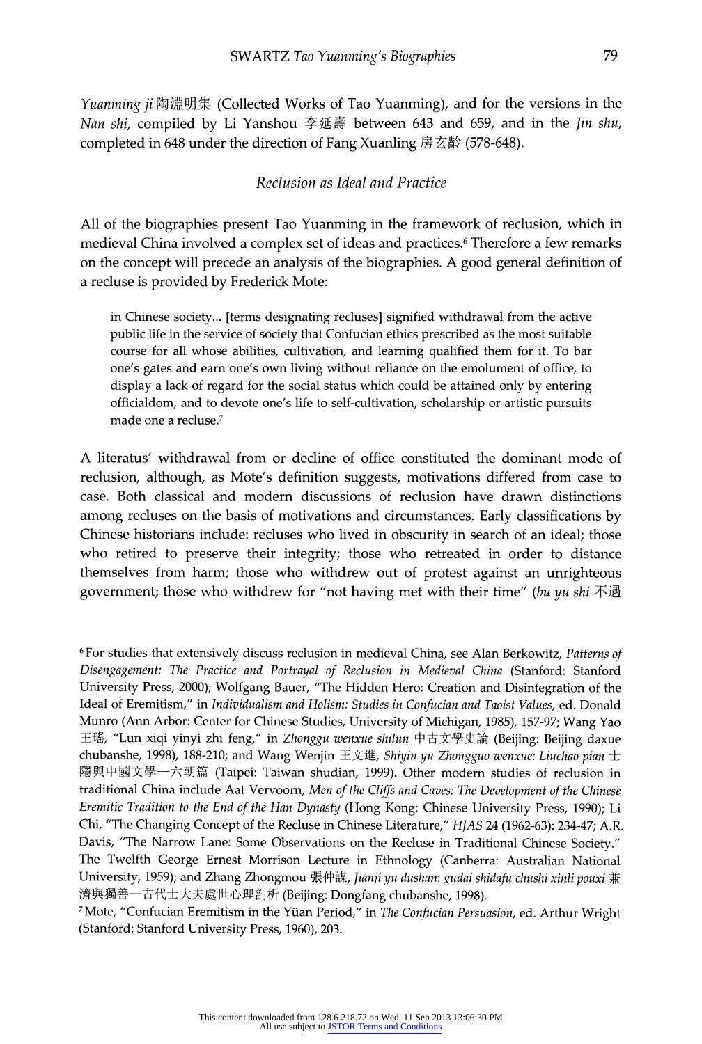*Yuanming ji* 陶淵明集 (Collected Works of Tao Yuanming), and for the versions in the *Nan shi*, compiled by Li Yanshou 李延壽 between 643 and 659, and in the *Jin shu*, completed in 648 under the direction of Fang Xuanling 房玄齡 (578-648).

## *Reclusion as Ideal and Practice*

All of the biographies present Tao Yuanming in the framework of reclusion, which in medieval China involved a complex set of ideas and practices.[6] Therefore a few remarks on the concept will precede an analysis of the biographies. A good general definition of a recluse is provided by Frederick Mote:

> in Chinese society... [terms designating recluses] signified withdrawal from the active public life in the service of society that Confucian ethics prescribed as the most suitable course for all whose abilities, cultivation, and learning qualified them for it. To bar one's gates and earn one's own living without reliance on the emolument of office, to display a lack of regard for the social status which could be attained only by entering officialdom, and to devote one's life to self-cultivation, scholarship or artistic pursuits made one a recluse.[7]

A literatus' withdrawal from or decline of office constituted the dominant mode of reclusion, although, as Mote's definition suggests, motivations differed from case to case. Both classical and modern discussions of reclusion have drawn distinctions among recluses on the basis of motivations and circumstances. Early classifications by Chinese historians include: recluses who lived in obscurity in search of an ideal; those who retired to preserve their integrity; those who retreated in order to distance themselves from harm; those who withdrew out of protest against an unrighteous government; those who withdrew for "not having met with their time" (*bu yu shi* 不遇

---

[6] For studies that extensively discuss reclusion in medieval China, see Alan Berkowitz, *Patterns of Disengagement: The Practice and Portrayal of Reclusion in Medieval China* (Stanford: Stanford University Press, 2000); Wolfgang Bauer, "The Hidden Hero: Creation and Disintegration of the Ideal of Eremitism," in *Individualism and Holism: Studies in Confucian and Taoist Values*, ed. Donald Munro (Ann Arbor: Center for Chinese Studies, University of Michigan, 1985), 157-97; Wang Yao 王瑤, "Lun xiqi yinyi zhi feng," in *Zhonggu wenxue shilun* 中古文學史論 (Beijing: Beijing daxue chubanshe, 1998), 188-210; and Wang Wenjin 王文進, *Shiyin yu Zhongguo wenxue: Liuchao pian* 士隱與中國文學—六朝篇 (Taipei: Taiwan shudian, 1999). Other modern studies of reclusion in traditional China include Aat Vervoorn, *Men of the Cliffs and Caves: The Development of the Chinese Eremitic Tradition to the End of the Han Dynasty* (Hong Kong: Chinese University Press, 1990); Li Chi, "The Changing Concept of the Recluse in Chinese Literature," *HJAS* 24 (1962-63): 234-47; A.R. Davis, "The Narrow Lane: Some Observations on the Recluse in Traditional Chinese Society." The Twelfth George Ernest Morrison Lecture in Ethnology (Canberra: Australian National University, 1959); and Zhang Zhongmou 張仲謀, *Jianji yu dushan: gudai shidafu chushi xinli pouxi* 兼濟與獨善—古代士大夫處世心理剖析 (Beijing: Dongfang chubanshe, 1998).

[7] Mote, "Confucian Eremitism in the Yüan Period," in *The Confucian Persuasion*, ed. Arthur Wright (Stanford: Stanford University Press, 1960), 203.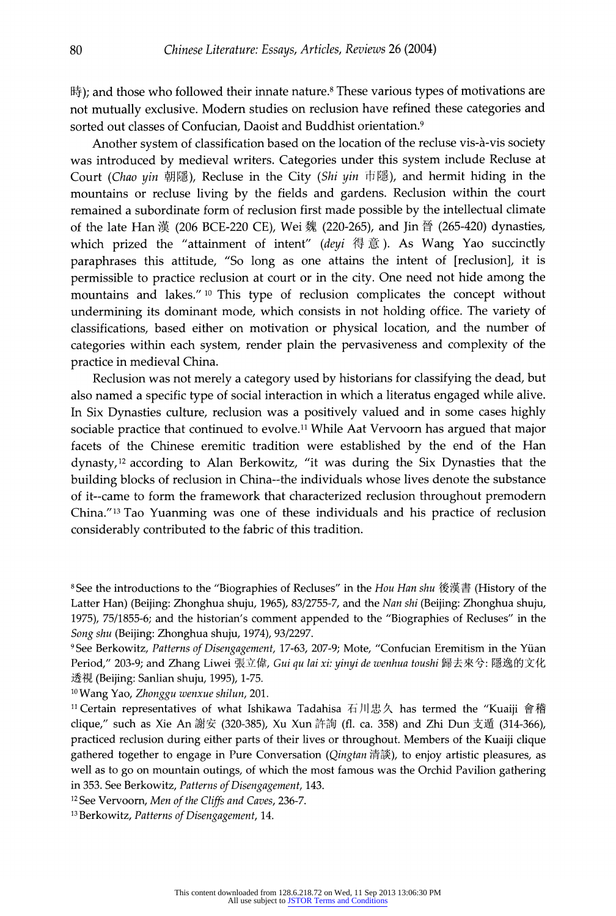時); and those who followed their innate nature.[8] These various types of motivations are not mutually exclusive. Modern studies on reclusion have refined these categories and sorted out classes of Confucian, Daoist and Buddhist orientation.[9]

Another system of classification based on the location of the recluse vis-à-vis society was introduced by medieval writers. Categories under this system include Recluse at Court (*Chao yin* 朝隱), Recluse in the City (*Shi yin* 市隱), and hermit hiding in the mountains or recluse living by the fields and gardens. Reclusion within the court remained a subordinate form of reclusion first made possible by the intellectual climate of the late Han 漢 (206 BCE-220 CE), Wei 魏 (220-265), and Jin 晉 (265-420) dynasties, which prized the "attainment of intent" (*deyi* 得意). As Wang Yao succinctly paraphrases this attitude, "So long as one attains the intent of [reclusion], it is permissible to practice reclusion at court or in the city. One need not hide among the mountains and lakes."[10] This type of reclusion complicates the concept without undermining its dominant mode, which consists in not holding office. The variety of classifications, based either on motivation or physical location, and the number of categories within each system, render plain the pervasiveness and complexity of the practice in medieval China.

Reclusion was not merely a category used by historians for classifying the dead, but also named a specific type of social interaction in which a literatus engaged while alive. In Six Dynasties culture, reclusion was a positively valued and in some cases highly sociable practice that continued to evolve.[11] While Aat Vervoorn has argued that major facets of the Chinese eremitic tradition were established by the end of the Han dynasty,[12] according to Alan Berkowitz, "it was during the Six Dynasties that the building blocks of reclusion in China--the individuals whose lives denote the substance of it--came to form the framework that characterized reclusion throughout premodern China."[13] Tao Yuanming was one of these individuals and his practice of reclusion considerably contributed to the fabric of this tradition.

---

[8] See the introductions to the "Biographies of Recluses" in the *Hou Han shu* 後漢書 (History of the Latter Han) (Beijing: Zhonghua shuju, 1965), 83/2755-7, and the *Nan shi* (Beijing: Zhonghua shuju, 1975), 75/1855-6; and the historian's comment appended to the "Biographies of Recluses" in the *Song shu* (Beijing: Zhonghua shuju, 1974), 93/2297.

[9] See Berkowitz, *Patterns of Disengagement*, 17-63, 207-9; Mote, "Confucian Eremitism in the Yüan Period," 203-9; and Zhang Liwei 張立偉, *Gui qu lai xi: yinyi de wenhua toushi* 歸去來兮: 隱逸的文化透視 (Beijing: Sanlian shuju, 1995), 1-75.

[10] Wang Yao, *Zhonggu wenxue shilun*, 201.

[11] Certain representatives of what Ishikawa Tadahisa 石川忠久 has termed the "Kuaiji 會稽 clique," such as Xie An 謝安 (320-385), Xu Xun 許詢 (fl. ca. 358) and Zhi Dun 支遁 (314-366), practiced reclusion during either parts of their lives or throughout. Members of the Kuaiji clique gathered together to engage in Pure Conversation (*Qingtan* 清談), to enjoy artistic pleasures, as well as to go on mountain outings, of which the most famous was the Orchid Pavilion gathering in 353. See Berkowitz, *Patterns of Disengagement*, 143.

[12] See Vervoorn, *Men of the Cliffs and Caves*, 236-7.

[13] Berkowitz, *Patterns of Disengagement*, 14.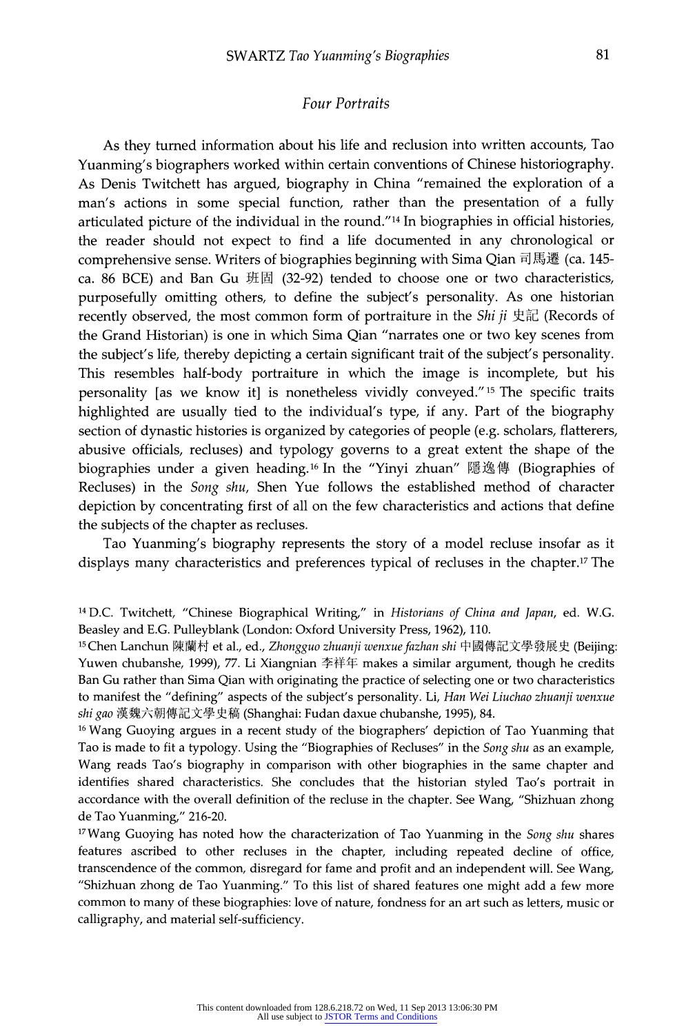## Four Portraits

As they turned information about his life and reclusion into written accounts, Tao Yuanming's biographers worked within certain conventions of Chinese historiography. As Denis Twitchett has argued, biography in China "remained the exploration of a man's actions in some special function, rather than the presentation of a fully articulated picture of the individual in the round."[14] In biographies in official histories, the reader should not expect to find a life documented in any chronological or comprehensive sense. Writers of biographies beginning with Sima Qian 司馬遷 (ca. 145-ca. 86 BCE) and Ban Gu 班固 (32-92) tended to choose one or two characteristics, purposefully omitting others, to define the subject's personality. As one historian recently observed, the most common form of portraiture in the *Shi ji* 史記 (Records of the Grand Historian) is one in which Sima Qian "narrates one or two key scenes from the subject's life, thereby depicting a certain significant trait of the subject's personality. This resembles half-body portraiture in which the image is incomplete, but his personality [as we know it] is nonetheless vividly conveyed."[15] The specific traits highlighted are usually tied to the individual's type, if any. Part of the biography section of dynastic histories is organized by categories of people (e.g. scholars, flatterers, abusive officials, recluses) and typology governs to a great extent the shape of the biographies under a given heading.[16] In the "Yinyi zhuan" 隱逸傳 (Biographies of Recluses) in the *Song shu*, Shen Yue follows the established method of character depiction by concentrating first of all on the few characteristics and actions that define the subjects of the chapter as recluses.

Tao Yuanming's biography represents the story of a model recluse insofar as it displays many characteristics and preferences typical of recluses in the chapter.[17] The

---

[14] D.C. Twitchett, "Chinese Biographical Writing," in *Historians of China and Japan*, ed. W.G. Beasley and E.G. Pulleyblank (London: Oxford University Press, 1962), 110.

[15] Chen Lanchun 陳蘭村 et al., ed., *Zhongguo zhuanji wenxue fazhan shi* 中國傳記文學發展史 (Beijing: Yuwen chubanshe, 1999), 77. Li Xiangnian 李祥年 makes a similar argument, though he credits Ban Gu rather than Sima Qian with originating the practice of selecting one or two characteristics to manifest the "defining" aspects of the subject's personality. Li, *Han Wei Liuchao zhuanji wenxue shi gao* 漢魏六朝傳記文學史稿 (Shanghai: Fudan daxue chubanshe, 1995), 84.

[16] Wang Guoying argues in a recent study of the biographers' depiction of Tao Yuanming that Tao is made to fit a typology. Using the "Biographies of Recluses" in the *Song shu* as an example, Wang reads Tao's biography in comparison with other biographies in the same chapter and identifies shared characteristics. She concludes that the historian styled Tao's portrait in accordance with the overall definition of the recluse in the chapter. See Wang, "Shizhuan zhong de Tao Yuanming," 216-20.

[17] Wang Guoying has noted how the characterization of Tao Yuanming in the *Song shu* shares features ascribed to other recluses in the chapter, including repeated decline of office, transcendence of the common, disregard for fame and profit and an independent will. See Wang, "Shizhuan zhong de Tao Yuanming." To this list of shared features one might add a few more common to many of these biographies: love of nature, fondness for an art such as letters, music or calligraphy, and material self-sufficiency.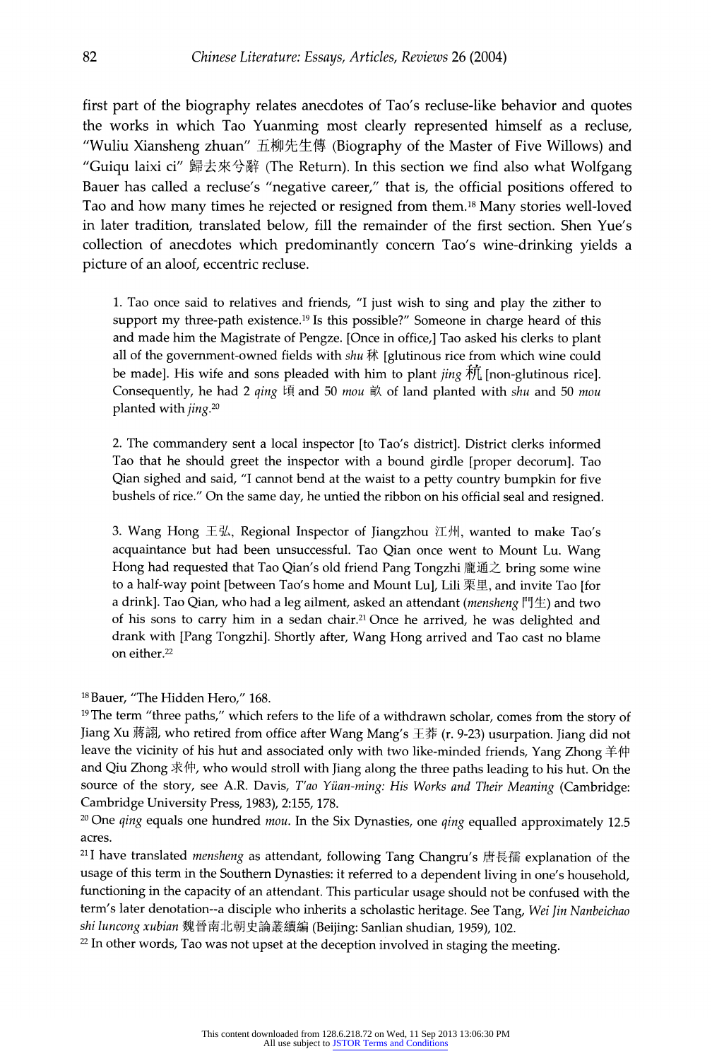first part of the biography relates anecdotes of Tao's recluse-like behavior and quotes the works in which Tao Yuanming most clearly represented himself as a recluse, "Wuliu Xiansheng zhuan" 五柳先生傳 (Biography of the Master of Five Willows) and "Guiqu laixi ci" 歸去來兮辭 (The Return). In this section we find also what Wolfgang Bauer has called a recluse's "negative career," that is, the official positions offered to Tao and how many times he rejected or resigned from them.[18] Many stories well-loved in later tradition, translated below, fill the remainder of the first section. Shen Yue's collection of anecdotes which predominantly concern Tao's wine-drinking yields a picture of an aloof, eccentric recluse.

> 1. Tao once said to relatives and friends, "I just wish to sing and play the zither to support my three-path existence.[19] Is this possible?" Someone in charge heard of this and made him the Magistrate of Pengze. [Once in office,] Tao asked his clerks to plant all of the government-owned fields with *shu* 秫 [glutinous rice from which wine could be made]. His wife and sons pleaded with him to plant *jing* 秔 [non-glutinous rice]. Consequently, he had 2 *qing* 頃 and 50 *mou* 畝 of land planted with *shu* and 50 *mou* planted with *jing*.[20]
>
> 2. The commandery sent a local inspector [to Tao's district]. District clerks informed Tao that he should greet the inspector with a bound girdle [proper decorum]. Tao Qian sighed and said, "I cannot bend at the waist to a petty country bumpkin for five bushels of rice." On the same day, he untied the ribbon on his official seal and resigned.
>
> 3. Wang Hong 王弘, Regional Inspector of Jiangzhou 江州, wanted to make Tao's acquaintance but had been unsuccessful. Tao Qian once went to Mount Lu. Wang Hong had requested that Tao Qian's old friend Pang Tongzhi 龐通之 bring some wine to a half-way point [between Tao's home and Mount Lu], Lili 栗里, and invite Tao [for a drink]. Tao Qian, who had a leg ailment, asked an attendant (*mensheng* 門生) and two of his sons to carry him in a sedan chair.[21] Once he arrived, he was delighted and drank with [Pang Tongzhi]. Shortly after, Wang Hong arrived and Tao cast no blame on either.[22]

---

[18] Bauer, "The Hidden Hero," 168.

[19] The term "three paths," which refers to the life of a withdrawn scholar, comes from the story of Jiang Xu 蔣詡, who retired from office after Wang Mang's 王莽 (r. 9-23) usurpation. Jiang did not leave the vicinity of his hut and associated only with two like-minded friends, Yang Zhong 羊仲 and Qiu Zhong 求仲, who would stroll with Jiang along the three paths leading to his hut. On the source of the story, see A.R. Davis, *T'ao Yüan-ming: His Works and Their Meaning* (Cambridge: Cambridge University Press, 1983), 2:155, 178.

[20] One *qing* equals one hundred *mou*. In the Six Dynasties, one *qing* equalled approximately 12.5 acres.

[21] I have translated *mensheng* as attendant, following Tang Changru's 唐長孺 explanation of the usage of this term in the Southern Dynasties: it referred to a dependent living in one's household, functioning in the capacity of an attendant. This particular usage should not be confused with the term's later denotation--a disciple who inherits a scholastic heritage. See Tang, *Wei Jin Nanbeichao shi luncong xubian* 魏晉南北朝史論叢續編 (Beijing: Sanlian shudian, 1959), 102.

[22] In other words, Tao was not upset at the deception involved in staging the meeting.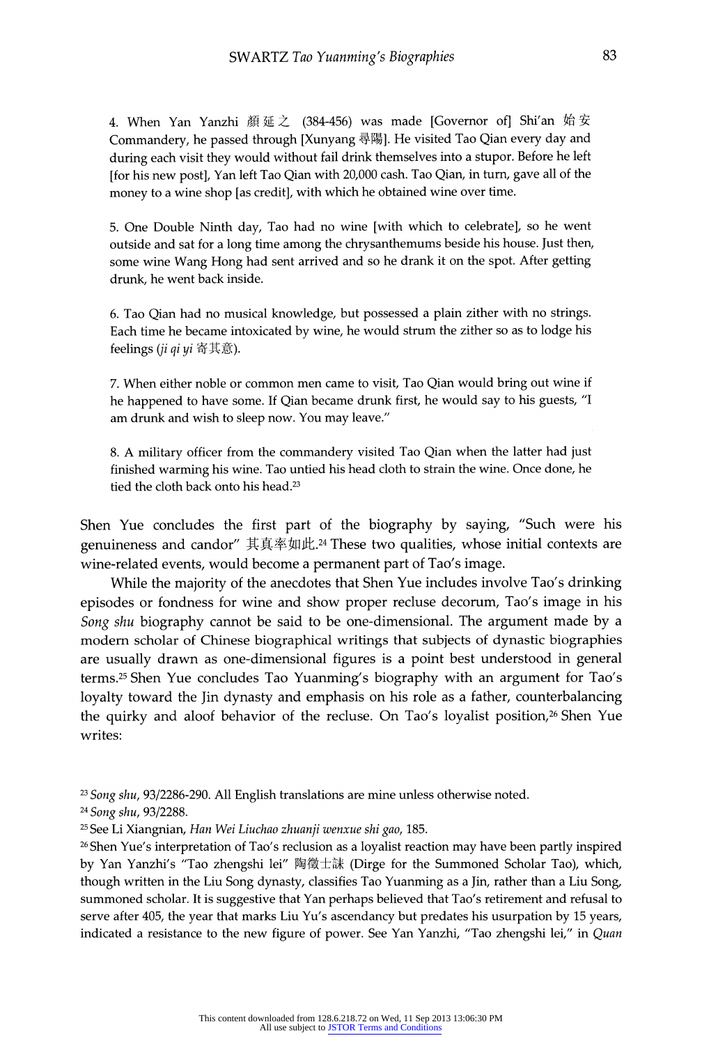4. When Yan Yanzhi 顏延之 (384-456) was made [Governor of] Shi'an 始安 Commandery, he passed through [Xunyang 尋陽]. He visited Tao Qian every day and during each visit they would without fail drink themselves into a stupor. Before he left [for his new post], Yan left Tao Qian with 20,000 cash. Tao Qian, in turn, gave all of the money to a wine shop [as credit], with which he obtained wine over time.

5. One Double Ninth day, Tao had no wine [with which to celebrate], so he went outside and sat for a long time among the chrysanthemums beside his house. Just then, some wine Wang Hong had sent arrived and so he drank it on the spot. After getting drunk, he went back inside.

6. Tao Qian had no musical knowledge, but possessed a plain zither with no strings. Each time he became intoxicated by wine, he would strum the zither so as to lodge his feelings (*ji qi yi* 寄其意).

7. When either noble or common men came to visit, Tao Qian would bring out wine if he happened to have some. If Qian became drunk first, he would say to his guests, "I am drunk and wish to sleep now. You may leave."

8. A military officer from the commandery visited Tao Qian when the latter had just finished warming his wine. Tao untied his head cloth to strain the wine. Once done, he tied the cloth back onto his head.[23]

Shen Yue concludes the first part of the biography by saying, "Such were his genuineness and candor" 其真率如此.[24] These two qualities, whose initial contexts are wine-related events, would become a permanent part of Tao's image.

While the majority of the anecdotes that Shen Yue includes involve Tao's drinking episodes or fondness for wine and show proper recluse decorum, Tao's image in his *Song shu* biography cannot be said to be one-dimensional. The argument made by a modern scholar of Chinese biographical writings that subjects of dynastic biographies are usually drawn as one-dimensional figures is a point best understood in general terms.[25] Shen Yue concludes Tao Yuanming's biography with an argument for Tao's loyalty toward the Jin dynasty and emphasis on his role as a father, counterbalancing the quirky and aloof behavior of the recluse. On Tao's loyalist position,[26] Shen Yue writes:

---

[23] *Song shu*, 93/2286-290. All English translations are mine unless otherwise noted.

[24] *Song shu*, 93/2288.

[25] See Li Xiangnian, *Han Wei Liuchao zhuanji wenxue shi gao*, 185.

[26] Shen Yue's interpretation of Tao's reclusion as a loyalist reaction may have been partly inspired by Yan Yanzhi's "Tao zhengshi lei" 陶徵士誄 (Dirge for the Summoned Scholar Tao), which, though written in the Liu Song dynasty, classifies Tao Yuanming as a Jin, rather than a Liu Song, summoned scholar. It is suggestive that Yan perhaps believed that Tao's retirement and refusal to serve after 405, the year that marks Liu Yu's ascendancy but predates his usurpation by 15 years, indicated a resistance to the new figure of power. See Yan Yanzhi, "Tao zhengshi lei," in *Quan*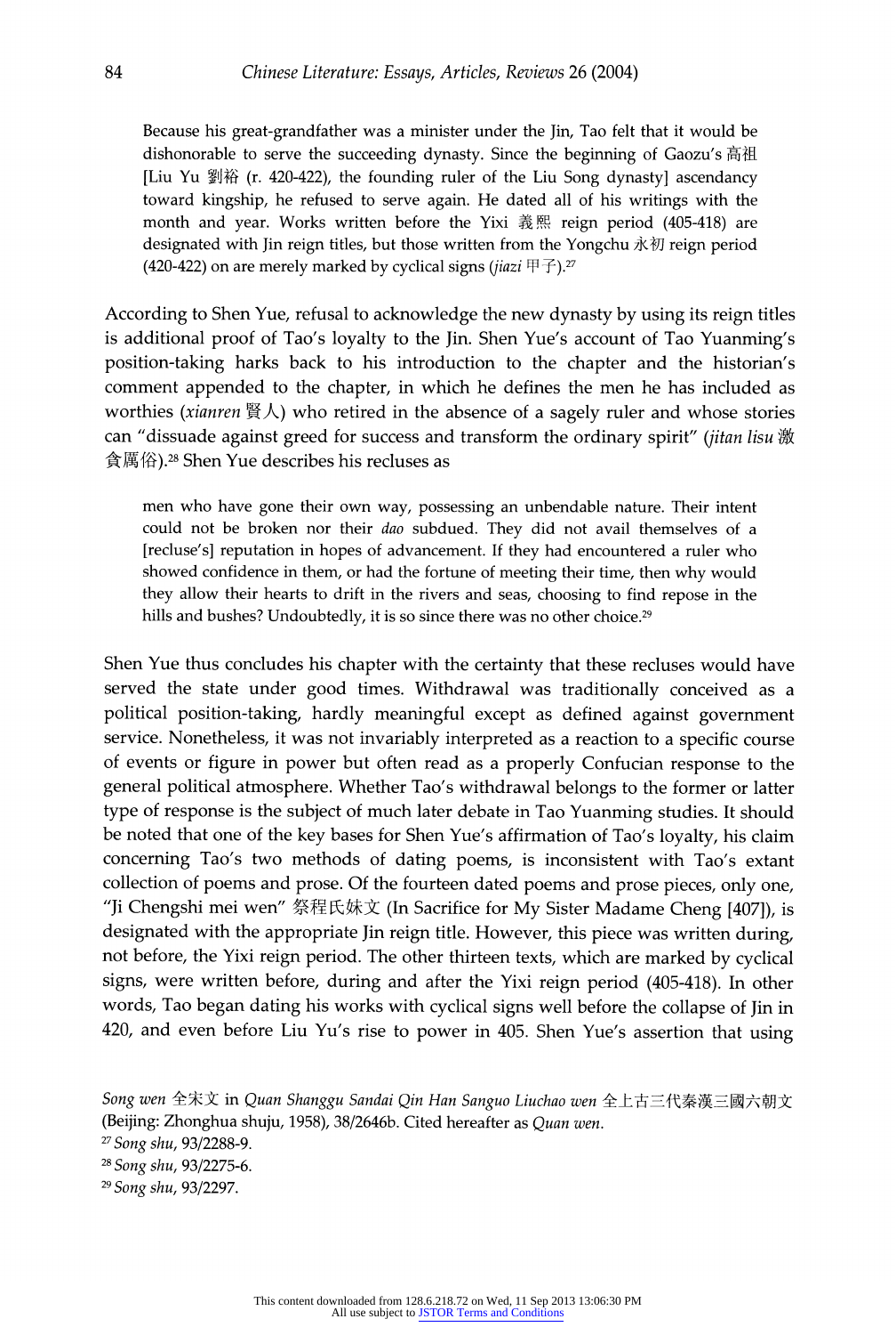> Because his great-grandfather was a minister under the Jin, Tao felt that it would be dishonorable to serve the succeeding dynasty. Since the beginning of Gaozu's 高祖 [Liu Yu 劉裕 (r. 420-422), the founding ruler of the Liu Song dynasty] ascendancy toward kingship, he refused to serve again. He dated all of his writings with the month and year. Works written before the Yixi 義熙 reign period (405-418) are designated with Jin reign titles, but those written from the Yongchu 永初 reign period (420-422) on are merely marked by cyclical signs (*jiazi* 甲子).[27]

According to Shen Yue, refusal to acknowledge the new dynasty by using its reign titles is additional proof of Tao's loyalty to the Jin. Shen Yue's account of Tao Yuanming's position-taking harks back to his introduction to the chapter and the historian's comment appended to the chapter, in which he defines the men he has included as worthies (*xianren* 賢人) who retired in the absence of a sagely ruler and whose stories can "dissuade against greed for success and transform the ordinary spirit" (*jitan lisu* 激貪厲俗).[28] Shen Yue describes his recluses as

> men who have gone their own way, possessing an unbendable nature. Their intent could not be broken nor their *dao* subdued. They did not avail themselves of a [recluse's] reputation in hopes of advancement. If they had encountered a ruler who showed confidence in them, or had the fortune of meeting their time, then why would they allow their hearts to drift in the rivers and seas, choosing to find repose in the hills and bushes? Undoubtedly, it is so since there was no other choice.[29]

Shen Yue thus concludes his chapter with the certainty that these recluses would have served the state under good times. Withdrawal was traditionally conceived as a political position-taking, hardly meaningful except as defined against government service. Nonetheless, it was not invariably interpreted as a reaction to a specific course of events or figure in power but often read as a properly Confucian response to the general political atmosphere. Whether Tao's withdrawal belongs to the former or latter type of response is the subject of much later debate in Tao Yuanming studies. It should be noted that one of the key bases for Shen Yue's affirmation of Tao's loyalty, his claim concerning Tao's two methods of dating poems, is inconsistent with Tao's extant collection of poems and prose. Of the fourteen dated poems and prose pieces, only one, "Ji Chengshi mei wen" 祭程氏妹文 (In Sacrifice for My Sister Madame Cheng [407]), is designated with the appropriate Jin reign title. However, this piece was written during, not before, the Yixi reign period. The other thirteen texts, which are marked by cyclical signs, were written before, during and after the Yixi reign period (405-418). In other words, Tao began dating his works with cyclical signs well before the collapse of Jin in 420, and even before Liu Yu's rise to power in 405. Shen Yue's assertion that using

---

*Song wen* 全宋文 in *Quan Shanggu Sandai Qin Han Sanguo Liuchao wen* 全上古三代秦漢三國六朝文 (Beijing: Zhonghua shuju, 1958), 38/2646b. Cited hereafter as *Quan wen*.

[27] *Song shu*, 93/2288-9.

[28] *Song shu*, 93/2275-6.

[29] *Song shu*, 93/2297.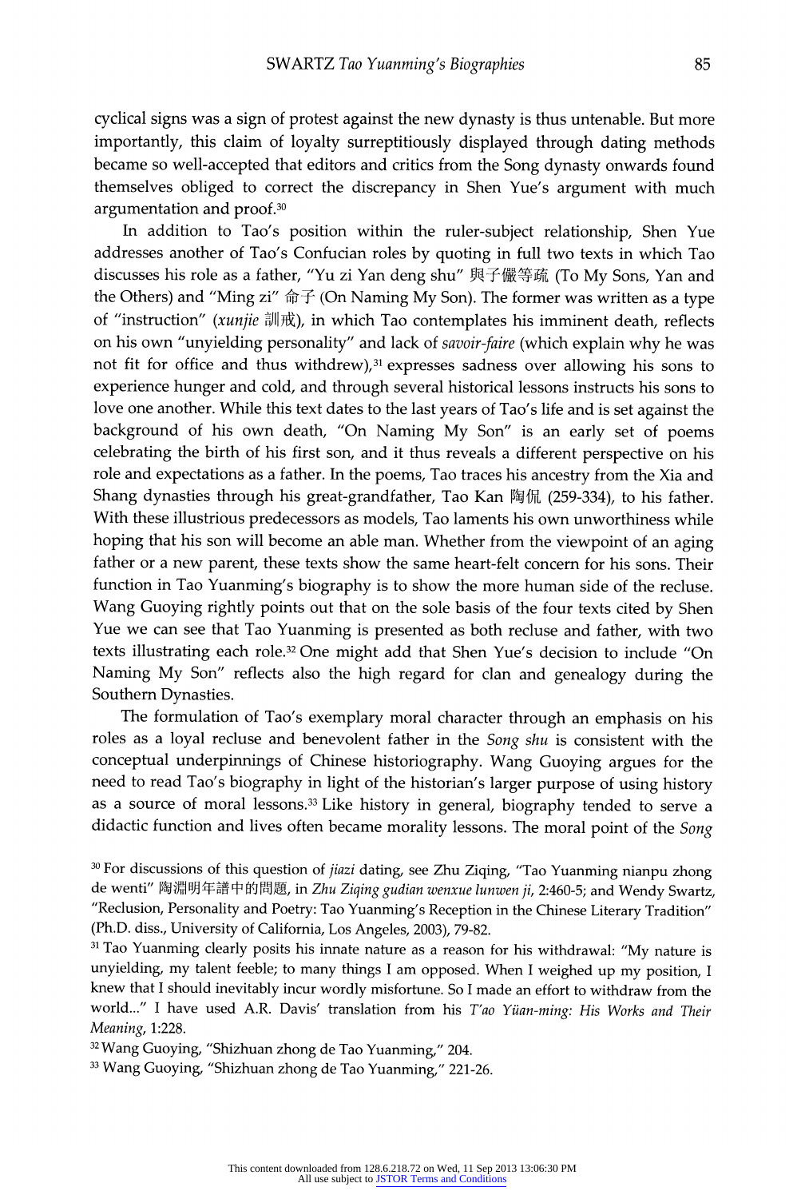cyclical signs was a sign of protest against the new dynasty is thus untenable. But more importantly, this claim of loyalty surreptitiously displayed through dating methods became so well-accepted that editors and critics from the Song dynasty onwards found themselves obliged to correct the discrepancy in Shen Yue's argument with much argumentation and proof.[30]

In addition to Tao's position within the ruler-subject relationship, Shen Yue addresses another of Tao's Confucian roles by quoting in full two texts in which Tao discusses his role as a father, "Yu zi Yan deng shu" 與子儼等疏 (To My Sons, Yan and the Others) and "Ming zi" 命子 (On Naming My Son). The former was written as a type of "instruction" (*xunjie* 訓戒), in which Tao contemplates his imminent death, reflects on his own "unyielding personality" and lack of *savoir-faire* (which explain why he was not fit for office and thus withdrew),[31] expresses sadness over allowing his sons to experience hunger and cold, and through several historical lessons instructs his sons to love one another. While this text dates to the last years of Tao's life and is set against the background of his own death, "On Naming My Son" is an early set of poems celebrating the birth of his first son, and it thus reveals a different perspective on his role and expectations as a father. In the poems, Tao traces his ancestry from the Xia and Shang dynasties through his great-grandfather, Tao Kan 陶侃 (259-334), to his father. With these illustrious predecessors as models, Tao laments his own unworthiness while hoping that his son will become an able man. Whether from the viewpoint of an aging father or a new parent, these texts show the same heart-felt concern for his sons. Their function in Tao Yuanming's biography is to show the more human side of the recluse. Wang Guoying rightly points out that on the sole basis of the four texts cited by Shen Yue we can see that Tao Yuanming is presented as both recluse and father, with two texts illustrating each role.[32] One might add that Shen Yue's decision to include "On Naming My Son" reflects also the high regard for clan and genealogy during the Southern Dynasties.

The formulation of Tao's exemplary moral character through an emphasis on his roles as a loyal recluse and benevolent father in the *Song shu* is consistent with the conceptual underpinnings of Chinese historiography. Wang Guoying argues for the need to read Tao's biography in light of the historian's larger purpose of using history as a source of moral lessons.[33] Like history in general, biography tended to serve a didactic function and lives often became morality lessons. The moral point of the *Song*

---

[30] For discussions of this question of *jiazi* dating, see Zhu Ziqing, "Tao Yuanming nianpu zhong de wenti" 陶淵明年譜中的問題, in *Zhu Ziqing gudian wenxue lunwen ji*, 2:460-5; and Wendy Swartz, "Reclusion, Personality and Poetry: Tao Yuanming's Reception in the Chinese Literary Tradition" (Ph.D. diss., University of California, Los Angeles, 2003), 79-82.

[31] Tao Yuanming clearly posits his innate nature as a reason for his withdrawal: "My nature is unyielding, my talent feeble; to many things I am opposed. When I weighed up my position, I knew that I should inevitably incur wordly misfortune. So I made an effort to withdraw from the world..." I have used A.R. Davis' translation from his *T'ao Yüan-ming: His Works and Their Meaning*, 1:228.

[32] Wang Guoying, "Shizhuan zhong de Tao Yuanming," 204.

[33] Wang Guoying, "Shizhuan zhong de Tao Yuanming," 221-26.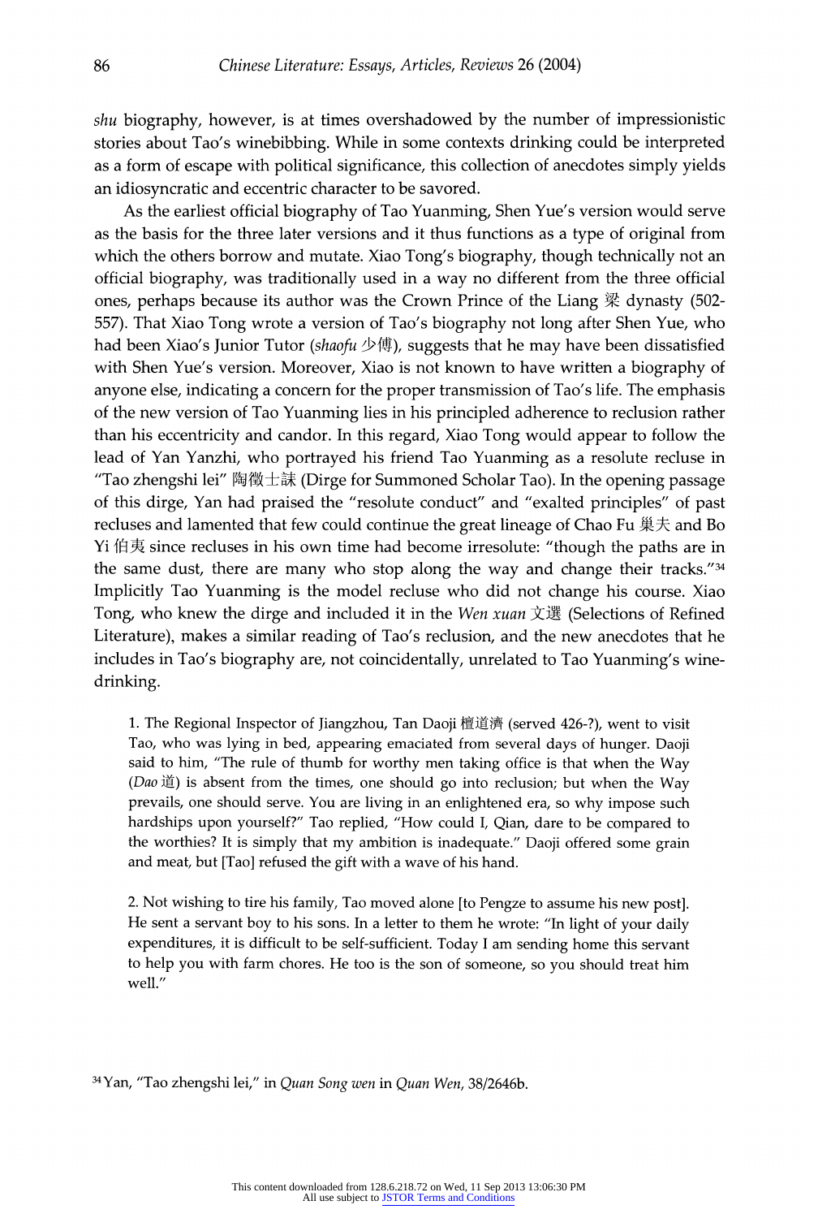*shu* biography, however, is at times overshadowed by the number of impressionistic stories about Tao's winebibbing. While in some contexts drinking could be interpreted as a form of escape with political significance, this collection of anecdotes simply yields an idiosyncratic and eccentric character to be savored.

As the earliest official biography of Tao Yuanming, Shen Yue's version would serve as the basis for the three later versions and it thus functions as a type of original from which the others borrow and mutate. Xiao Tong's biography, though technically not an official biography, was traditionally used in a way no different from the three official ones, perhaps because its author was the Crown Prince of the Liang 梁 dynasty (502-557). That Xiao Tong wrote a version of Tao's biography not long after Shen Yue, who had been Xiao's Junior Tutor (*shaofu* 少傅), suggests that he may have been dissatisfied with Shen Yue's version. Moreover, Xiao is not known to have written a biography of anyone else, indicating a concern for the proper transmission of Tao's life. The emphasis of the new version of Tao Yuanming lies in his principled adherence to reclusion rather than his eccentricity and candor. In this regard, Xiao Tong would appear to follow the lead of Yan Yanzhi, who portrayed his friend Tao Yuanming as a resolute recluse in "Tao zhengshi lei" 陶徵士誄 (Dirge for Summoned Scholar Tao). In the opening passage of this dirge, Yan had praised the "resolute conduct" and "exalted principles" of past recluses and lamented that few could continue the great lineage of Chao Fu 巢夫 and Bo Yi 伯夷 since recluses in his own time had become irresolute: "though the paths are in the same dust, there are many who stop along the way and change their tracks."[34] Implicitly Tao Yuanming is the model recluse who did not change his course. Xiao Tong, who knew the dirge and included it in the *Wen xuan* 文選 (Selections of Refined Literature), makes a similar reading of Tao's reclusion, and the new anecdotes that he includes in Tao's biography are, not coincidentally, unrelated to Tao Yuanming's wine-drinking.

> 1. The Regional Inspector of Jiangzhou, Tan Daoji 檀道濟 (served 426-?), went to visit Tao, who was lying in bed, appearing emaciated from several days of hunger. Daoji said to him, "The rule of thumb for worthy men taking office is that when the Way (*Dao* 道) is absent from the times, one should go into reclusion; but when the Way prevails, one should serve. You are living in an enlightened era, so why impose such hardships upon yourself?" Tao replied, "How could I, Qian, dare to be compared to the worthies? It is simply that my ambition is inadequate." Daoji offered some grain and meat, but [Tao] refused the gift with a wave of his hand.

> 2. Not wishing to tire his family, Tao moved alone [to Pengze to assume his new post]. He sent a servant boy to his sons. In a letter to them he wrote: "In light of your daily expenditures, it is difficult to be self-sufficient. Today I am sending home this servant to help you with farm chores. He too is the son of someone, so you should treat him well."

[34] Yan, "Tao zhengshi lei," in *Quan Song wen* in *Quan Wen*, 38/2646b.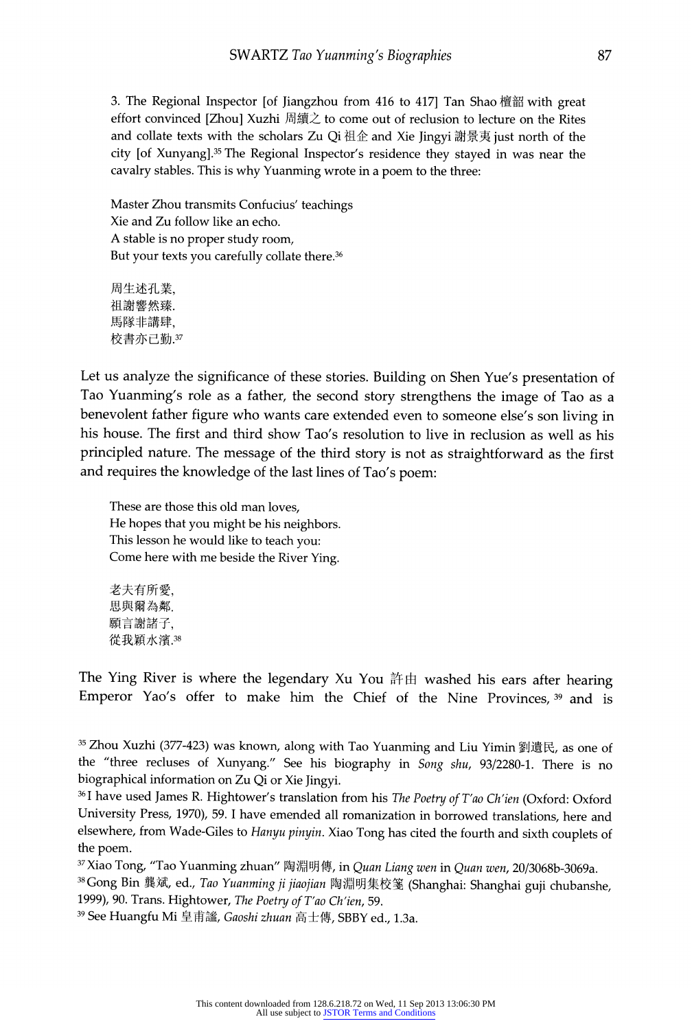3. The Regional Inspector [of Jiangzhou from 416 to 417] Tan Shao 檀韶 with great effort convinced [Zhou] Xuzhi 周續之 to come out of reclusion to lecture on the Rites and collate texts with the scholars Zu Qi 祖企 and Xie Jingyi 謝景夷 just north of the city [of Xunyang].[35] The Regional Inspector's residence they stayed in was near the cavalry stables. This is why Yuanming wrote in a poem to the three:

Master Zhou transmits Confucius' teachings
Xie and Zu follow like an echo.
A stable is no proper study room,
But your texts you carefully collate there.[36]

周生述孔業,
祖謝響然臻.
馬隊非講肆,
校書亦已勤.[37]

Let us analyze the significance of these stories. Building on Shen Yue's presentation of Tao Yuanming's role as a father, the second story strengthens the image of Tao as a benevolent father figure who wants care extended even to someone else's son living in his house. The first and third show Tao's resolution to live in reclusion as well as his principled nature. The message of the third story is not as straightforward as the first and requires the knowledge of the last lines of Tao's poem:

These are those this old man loves,
He hopes that you might be his neighbors.
This lesson he would like to teach you:
Come here with me beside the River Ying.

老夫有所愛,
思與爾為鄰.
願言誨諸子,
從我潁水濱.[38]

The Ying River is where the legendary Xu You 許由 washed his ears after hearing Emperor Yao's offer to make him the Chief of the Nine Provinces,[39] and is

---

[35] Zhou Xuzhi (377-423) was known, along with Tao Yuanming and Liu Yimin 劉遺民, as one of the "three recluses of Xunyang." See his biography in *Song shu*, 93/2280-1. There is no biographical information on Zu Qi or Xie Jingyi.

[36] I have used James R. Hightower's translation from his *The Poetry of T'ao Ch'ien* (Oxford: Oxford University Press, 1970), 59. I have emended all romanization in borrowed translations, here and elsewhere, from Wade-Giles to *Hanyu pinyin*. Xiao Tong has cited the fourth and sixth couplets of the poem.

[37] Xiao Tong, "Tao Yuanming zhuan" 陶淵明傳, in *Quan Liang wen* in *Quan wen*, 20/3068b-3069a.

[38] Gong Bin 龔斌, ed., *Tao Yuanming ji jiaojian* 陶淵明集校箋 (Shanghai: Shanghai guji chubanshe, 1999), 90. Trans. Hightower, *The Poetry of T'ao Ch'ien*, 59.

[39] See Huangfu Mi 皇甫謐, *Gaoshi zhuan* 高士傳, SBBY ed., 1.3a.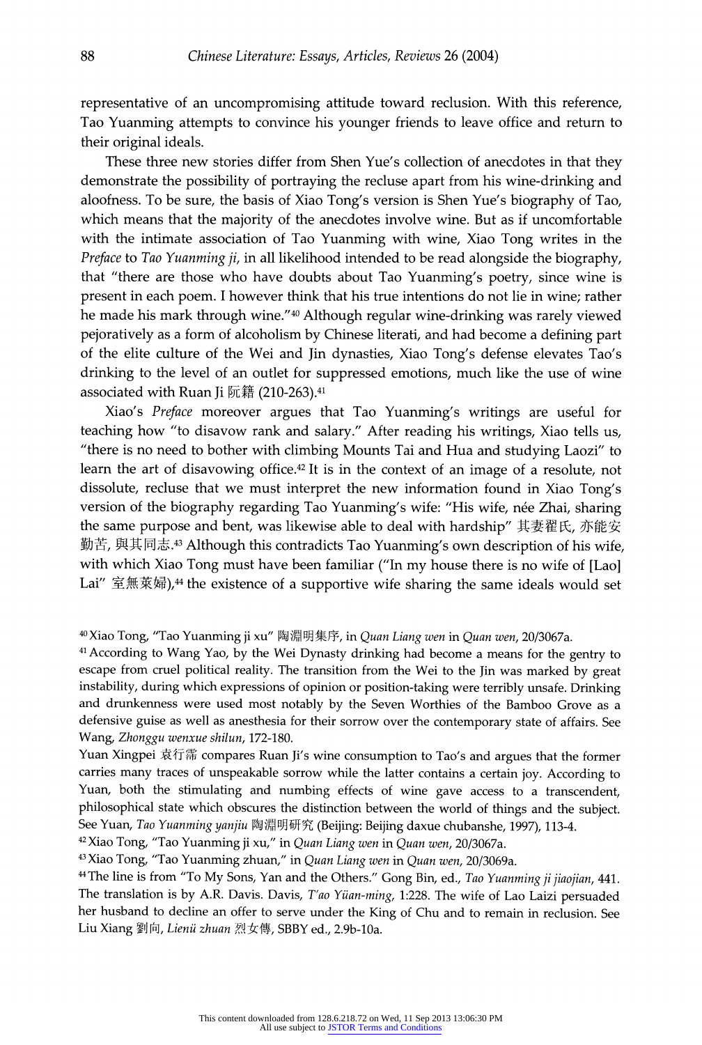representative of an uncompromising attitude toward reclusion. With this reference, Tao Yuanming attempts to convince his younger friends to leave office and return to their original ideals.

These three new stories differ from Shen Yue's collection of anecdotes in that they demonstrate the possibility of portraying the recluse apart from his wine-drinking and aloofness. To be sure, the basis of Xiao Tong's version is Shen Yue's biography of Tao, which means that the majority of the anecdotes involve wine. But as if uncomfortable with the intimate association of Tao Yuanming with wine, Xiao Tong writes in the *Preface* to *Tao Yuanming ji*, in all likelihood intended to be read alongside the biography, that "there are those who have doubts about Tao Yuanming's poetry, since wine is present in each poem. I however think that his true intentions do not lie in wine; rather he made his mark through wine."[40] Although regular wine-drinking was rarely viewed pejoratively as a form of alcoholism by Chinese literati, and had become a defining part of the elite culture of the Wei and Jin dynasties, Xiao Tong's defense elevates Tao's drinking to the level of an outlet for suppressed emotions, much like the use of wine associated with Ruan Ji 阮籍 (210-263).[41]

Xiao's *Preface* moreover argues that Tao Yuanming's writings are useful for teaching how "to disavow rank and salary." After reading his writings, Xiao tells us, "there is no need to bother with climbing Mounts Tai and Hua and studying Laozi" to learn the art of disavowing office.[42] It is in the context of an image of a resolute, not dissolute, recluse that we must interpret the new information found in Xiao Tong's version of the biography regarding Tao Yuanming's wife: "His wife, née Zhai, sharing the same purpose and bent, was likewise able to deal with hardship" 其妻翟氏, 亦能安勤苦, 與其同志.[43] Although this contradicts Tao Yuanming's own description of his wife, with which Xiao Tong must have been familiar ("In my house there is no wife of [Lao] Lai" 室無萊婦),[44] the existence of a supportive wife sharing the same ideals would set

[40] Xiao Tong, "Tao Yuanming ji xu" 陶淵明集序, in *Quan Liang wen* in *Quan wen*, 20/3067a.

[41] According to Wang Yao, by the Wei Dynasty drinking had become a means for the gentry to escape from cruel political reality. The transition from the Wei to the Jin was marked by great instability, during which expressions of opinion or position-taking were terribly unsafe. Drinking and drunkenness were used most notably by the Seven Worthies of the Bamboo Grove as a defensive guise as well as anesthesia for their sorrow over the contemporary state of affairs. See Wang, *Zhonggu wenxue shilun*, 172-180.

Yuan Xingpei 袁行霈 compares Ruan Ji's wine consumption to Tao's and argues that the former carries many traces of unspeakable sorrow while the latter contains a certain joy. According to Yuan, both the stimulating and numbing effects of wine gave access to a transcendent, philosophical state which obscures the distinction between the world of things and the subject. See Yuan, *Tao Yuanming yanjiu* 陶淵明研究 (Beijing: Beijing daxue chubanshe, 1997), 113-4.

[42] Xiao Tong, "Tao Yuanming ji xu," in *Quan Liang wen* in *Quan wen*, 20/3067a.

[43] Xiao Tong, "Tao Yuanming zhuan," in *Quan Liang wen* in *Quan wen*, 20/3069a.

[44] The line is from "To My Sons, Yan and the Others." Gong Bin, ed., *Tao Yuanming ji jiaojian*, 441. The translation is by A.R. Davis. Davis, *T'ao Yüan-ming*, 1:228. The wife of Lao Laizi persuaded her husband to decline an offer to serve under the King of Chu and to remain in reclusion. See Liu Xiang 劉向, *Lienü zhuan* 烈女傳, SBBY ed., 2.9b-10a.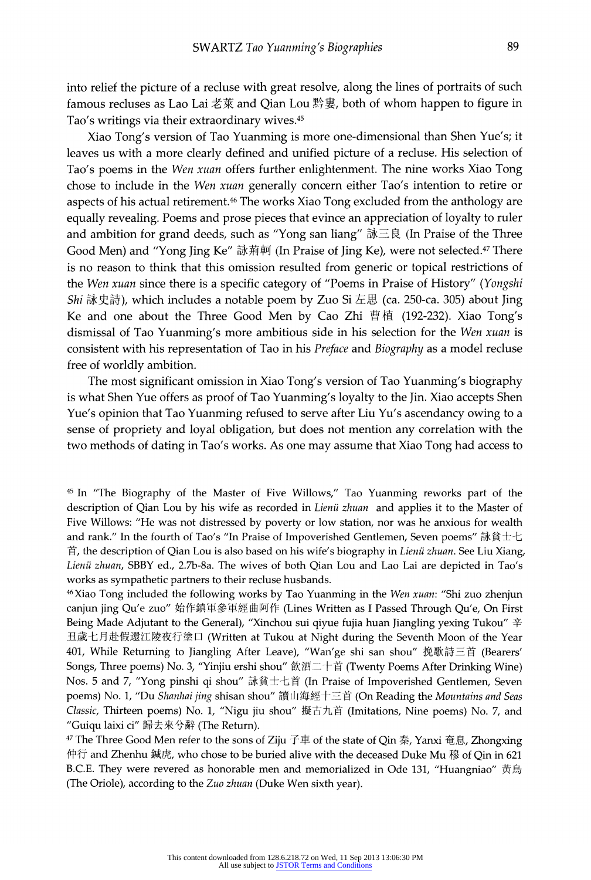into relief the picture of a recluse with great resolve, along the lines of portraits of such famous recluses as Lao Lai 老萊 and Qian Lou 黔婁, both of whom happen to figure in Tao's writings via their extraordinary wives.[45]

Xiao Tong's version of Tao Yuanming is more one-dimensional than Shen Yue's; it leaves us with a more clearly defined and unified picture of a recluse. His selection of Tao's poems in the *Wen xuan* offers further enlightenment. The nine works Xiao Tong chose to include in the *Wen xuan* generally concern either Tao's intention to retire or aspects of his actual retirement.[46] The works Xiao Tong excluded from the anthology are equally revealing. Poems and prose pieces that evince an appreciation of loyalty to ruler and ambition for grand deeds, such as "Yong san liang" 詠三良 (In Praise of the Three Good Men) and "Yong Jing Ke" 詠荊軻 (In Praise of Jing Ke), were not selected.[47] There is no reason to think that this omission resulted from generic or topical restrictions of the *Wen xuan* since there is a specific category of "Poems in Praise of History" (*Yongshi Shi* 詠史詩), which includes a notable poem by Zuo Si 左思 (ca. 250-ca. 305) about Jing Ke and one about the Three Good Men by Cao Zhi 曹植 (192-232). Xiao Tong's dismissal of Tao Yuanming's more ambitious side in his selection for the *Wen xuan* is consistent with his representation of Tao in his *Preface* and *Biography* as a model recluse free of worldly ambition.

The most significant omission in Xiao Tong's version of Tao Yuanming's biography is what Shen Yue offers as proof of Tao Yuanming's loyalty to the Jin. Xiao accepts Shen Yue's opinion that Tao Yuanming refused to serve after Liu Yu's ascendancy owing to a sense of propriety and loyal obligation, but does not mention any correlation with the two methods of dating in Tao's works. As one may assume that Xiao Tong had access to

---

[45] In "The Biography of the Master of Five Willows," Tao Yuanming reworks part of the description of Qian Lou by his wife as recorded in *Lienü zhuan* and applies it to the Master of Five Willows: "He was not distressed by poverty or low station, nor was he anxious for wealth and rank." In the fourth of Tao's "In Praise of Impoverished Gentlemen, Seven poems" 詠貧士七首, the description of Qian Lou is also based on his wife's biography in *Lienü zhuan*. See Liu Xiang, *Lienü zhuan*, SBBY ed., 2.7b-8a. The wives of both Qian Lou and Lao Lai are depicted in Tao's works as sympathetic partners to their recluse husbands.

[46] Xiao Tong included the following works by Tao Yuanming in the *Wen xuan*: "Shi zuo zhenjun canjun jing Qu'e zuo" 始作鎮軍參軍經曲阿作 (Lines Written as I Passed Through Qu'e, On First Being Made Adjutant to the General), "Xinchou sui qiyue fujia huan Jiangling yexing Tukou" 辛丑歲七月赴假還江陵夜行塗口 (Written at Tukou at Night during the Seventh Moon of the Year 401, While Returning to Jiangling After Leave), "Wan'ge shi san shou" 挽歌詩三首 (Bearers' Songs, Three poems) No. 3, "Yinjiu ershi shou" 飲酒二十首 (Twenty Poems After Drinking Wine) Nos. 5 and 7, "Yong pinshi qi shou" 詠貧士七首 (In Praise of Impoverished Gentlemen, Seven poems) No. 1, "Du *Shanhai jing* shisan shou" 讀山海經十三首 (On Reading the *Mountains and Seas Classic*, Thirteen poems) No. 1, "Nigu jiu shou" 擬古九首 (Imitations, Nine poems) No. 7, and "Guiqu laixi ci" 歸去來兮辭 (The Return).

[47] The Three Good Men refer to the sons of Ziju 子車 of the state of Qin 秦, Yanxi 奄息, Zhongxing 仲行 and Zhenhu 鍼虎, who chose to be buried alive with the deceased Duke Mu 穆 of Qin in 621 B.C.E. They were revered as honorable men and memorialized in Ode 131, "Huangniao" 黃鳥 (The Oriole), according to the *Zuo zhuan* (Duke Wen sixth year).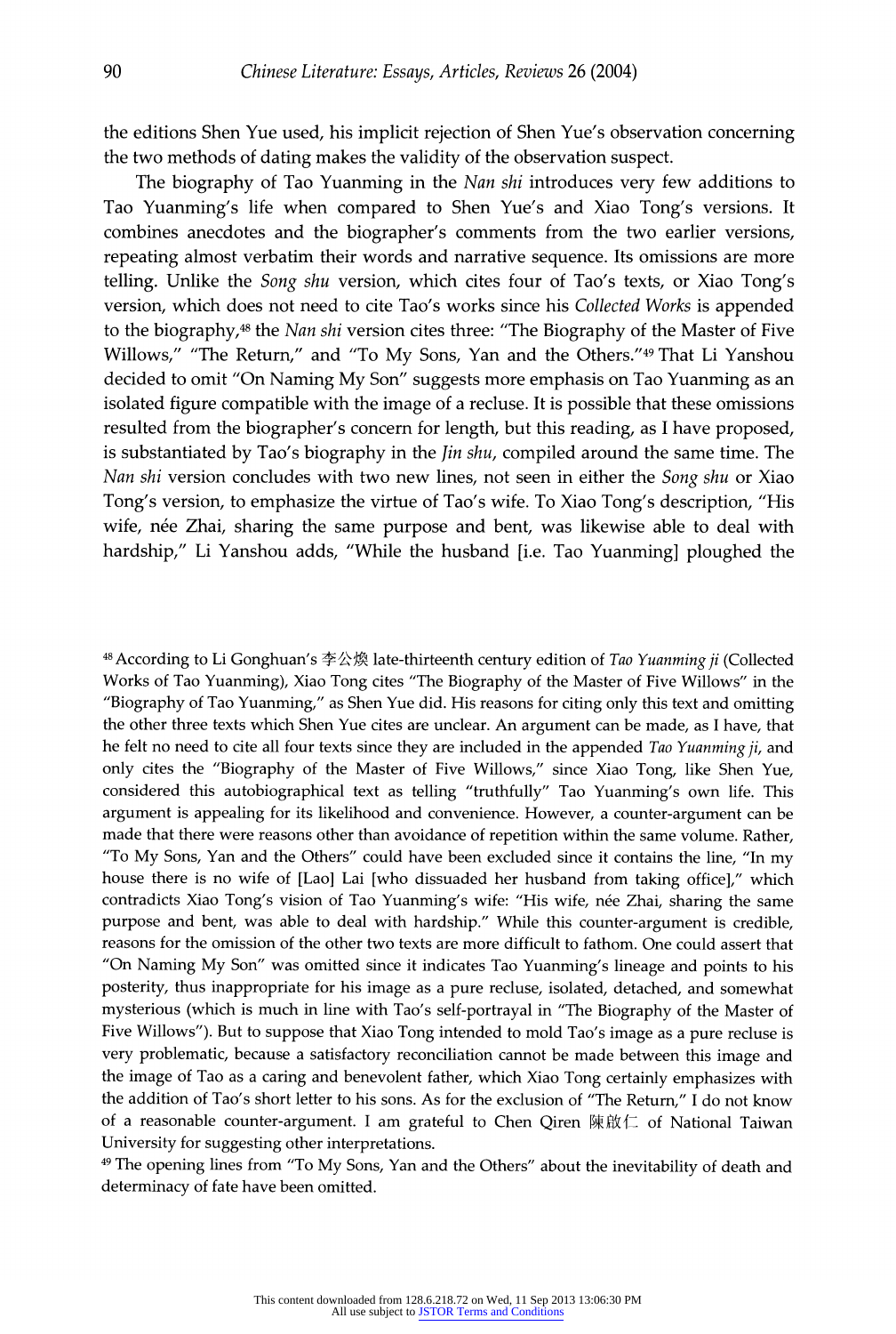the editions Shen Yue used, his implicit rejection of Shen Yue's observation concerning the two methods of dating makes the validity of the observation suspect.

The biography of Tao Yuanming in the *Nan shi* introduces very few additions to Tao Yuanming's life when compared to Shen Yue's and Xiao Tong's versions. It combines anecdotes and the biographer's comments from the two earlier versions, repeating almost verbatim their words and narrative sequence. Its omissions are more telling. Unlike the *Song shu* version, which cites four of Tao's texts, or Xiao Tong's version, which does not need to cite Tao's works since his *Collected Works* is appended to the biography,[48] the *Nan shi* version cites three: "The Biography of the Master of Five Willows," "The Return," and "To My Sons, Yan and the Others."[49] That Li Yanshou decided to omit "On Naming My Son" suggests more emphasis on Tao Yuanming as an isolated figure compatible with the image of a recluse. It is possible that these omissions resulted from the biographer's concern for length, but this reading, as I have proposed, is substantiated by Tao's biography in the *Jin shu*, compiled around the same time. The *Nan shi* version concludes with two new lines, not seen in either the *Song shu* or Xiao Tong's version, to emphasize the virtue of Tao's wife. To Xiao Tong's description, "His wife, née Zhai, sharing the same purpose and bent, was likewise able to deal with hardship," Li Yanshou adds, "While the husband [i.e. Tao Yuanming] ploughed the

---

[48] According to Li Gonghuan's 李公煥 late-thirteenth century edition of *Tao Yuanming ji* (Collected Works of Tao Yuanming), Xiao Tong cites "The Biography of the Master of Five Willows" in the "Biography of Tao Yuanming," as Shen Yue did. His reasons for citing only this text and omitting the other three texts which Shen Yue cites are unclear. An argument can be made, as I have, that he felt no need to cite all four texts since they are included in the appended *Tao Yuanming ji*, and only cites the "Biography of the Master of Five Willows," since Xiao Tong, like Shen Yue, considered this autobiographical text as telling "truthfully" Tao Yuanming's own life. This argument is appealing for its likelihood and convenience. However, a counter-argument can be made that there were reasons other than avoidance of repetition within the same volume. Rather, "To My Sons, Yan and the Others" could have been excluded since it contains the line, "In my house there is no wife of [Lao] Lai [who dissuaded her husband from taking office]," which contradicts Xiao Tong's vision of Tao Yuanming's wife: "His wife, née Zhai, sharing the same purpose and bent, was able to deal with hardship." While this counter-argument is credible, reasons for the omission of the other two texts are more difficult to fathom. One could assert that "On Naming My Son" was omitted since it indicates Tao Yuanming's lineage and points to his posterity, thus inappropriate for his image as a pure recluse, isolated, detached, and somewhat mysterious (which is much in line with Tao's self-portrayal in "The Biography of the Master of Five Willows"). But to suppose that Xiao Tong intended to mold Tao's image as a pure recluse is very problematic, because a satisfactory reconciliation cannot be made between this image and the image of Tao as a caring and benevolent father, which Xiao Tong certainly emphasizes with the addition of Tao's short letter to his sons. As for the exclusion of "The Return," I do not know of a reasonable counter-argument. I am grateful to Chen Qiren 陳啟仁 of National Taiwan University for suggesting other interpretations.

[49] The opening lines from "To My Sons, Yan and the Others" about the inevitability of death and determinacy of fate have been omitted.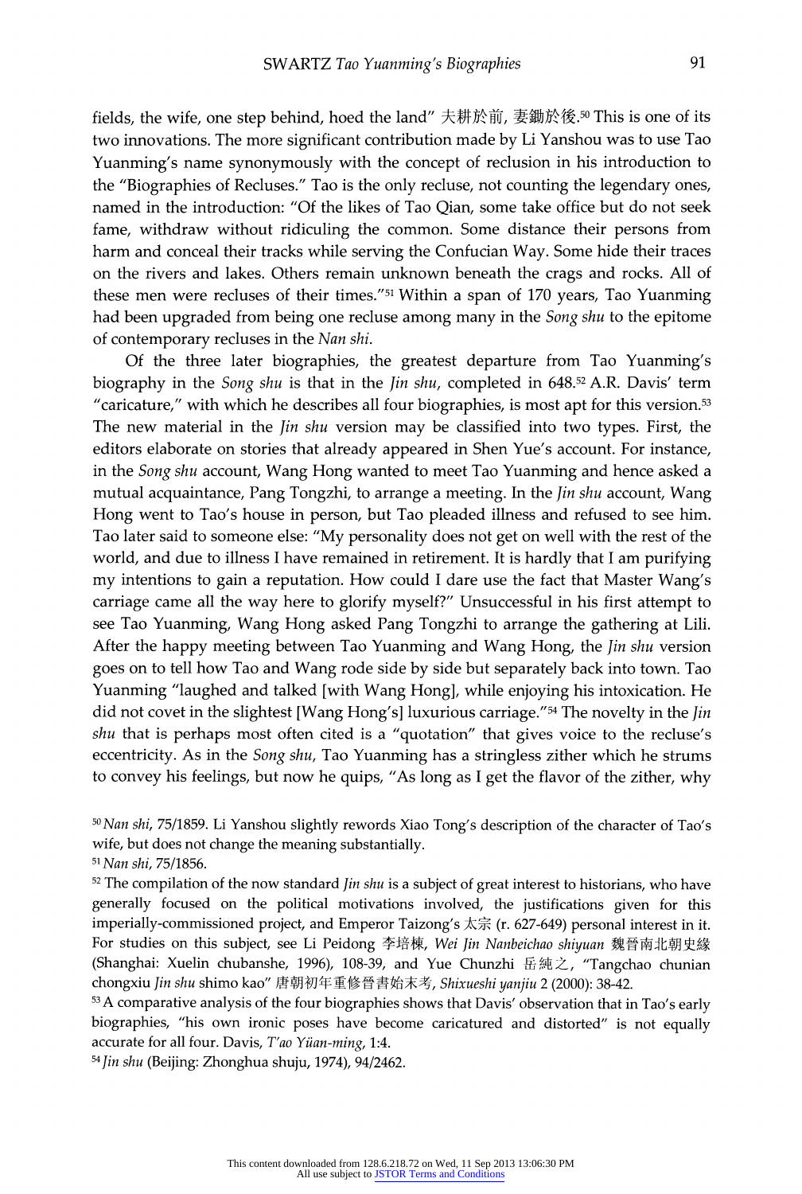fields, the wife, one step behind, hoed the land" 夫耕於前, 妻鋤於後.[50] This is one of its two innovations. The more significant contribution made by Li Yanshou was to use Tao Yuanming's name synonymously with the concept of reclusion in his introduction to the "Biographies of Recluses." Tao is the only recluse, not counting the legendary ones, named in the introduction: "Of the likes of Tao Qian, some take office but do not seek fame, withdraw without ridiculing the common. Some distance their persons from harm and conceal their tracks while serving the Confucian Way. Some hide their traces on the rivers and lakes. Others remain unknown beneath the crags and rocks. All of these men were recluses of their times."[51] Within a span of 170 years, Tao Yuanming had been upgraded from being one recluse among many in the *Song shu* to the epitome of contemporary recluses in the *Nan shi*.

Of the three later biographies, the greatest departure from Tao Yuanming's biography in the *Song shu* is that in the *Jin shu*, completed in 648.[52] A.R. Davis' term "caricature," with which he describes all four biographies, is most apt for this version.[53] The new material in the *Jin shu* version may be classified into two types. First, the editors elaborate on stories that already appeared in Shen Yue's account. For instance, in the *Song shu* account, Wang Hong wanted to meet Tao Yuanming and hence asked a mutual acquaintance, Pang Tongzhi, to arrange a meeting. In the *Jin shu* account, Wang Hong went to Tao's house in person, but Tao pleaded illness and refused to see him. Tao later said to someone else: "My personality does not get on well with the rest of the world, and due to illness I have remained in retirement. It is hardly that I am purifying my intentions to gain a reputation. How could I dare use the fact that Master Wang's carriage came all the way here to glorify myself?" Unsuccessful in his first attempt to see Tao Yuanming, Wang Hong asked Pang Tongzhi to arrange the gathering at Lili. After the happy meeting between Tao Yuanming and Wang Hong, the *Jin shu* version goes on to tell how Tao and Wang rode side by side but separately back into town. Tao Yuanming "laughed and talked [with Wang Hong], while enjoying his intoxication. He did not covet in the slightest [Wang Hong's] luxurious carriage."[54] The novelty in the *Jin shu* that is perhaps most often cited is a "quotation" that gives voice to the recluse's eccentricity. As in the *Song shu*, Tao Yuanming has a stringless zither which he strums to convey his feelings, but now he quips, "As long as I get the flavor of the zither, why

[50] *Nan shi*, 75/1859. Li Yanshou slightly rewords Xiao Tong's description of the character of Tao's wife, but does not change the meaning substantially.

[51] *Nan shi*, 75/1856.

[52] The compilation of the now standard *Jin shu* is a subject of great interest to historians, who have generally focused on the political motivations involved, the justifications given for this imperially-commissioned project, and Emperor Taizong's 太宗 (r. 627-649) personal interest in it. For studies on this subject, see Li Peidong 李培棟, *Wei Jin Nanbeichao shiyuan* 魏晉南北朝史緣 (Shanghai: Xuelin chubanshe, 1996), 108-39, and Yue Chunzhi 岳純之, "Tangchao chunian chongxiu *Jin shu* shimo kao" 唐朝初年重修晉書始末考, *Shixueshi yanjiu* 2 (2000): 38-42.

[53] A comparative analysis of the four biographies shows that Davis' observation that in Tao's early biographies, "his own ironic poses have become caricatured and distorted" is not equally accurate for all four. Davis, *T'ao Yüan-ming*, 1:4.

[54] *Jin shu* (Beijing: Zhonghua shuju, 1974), 94/2462.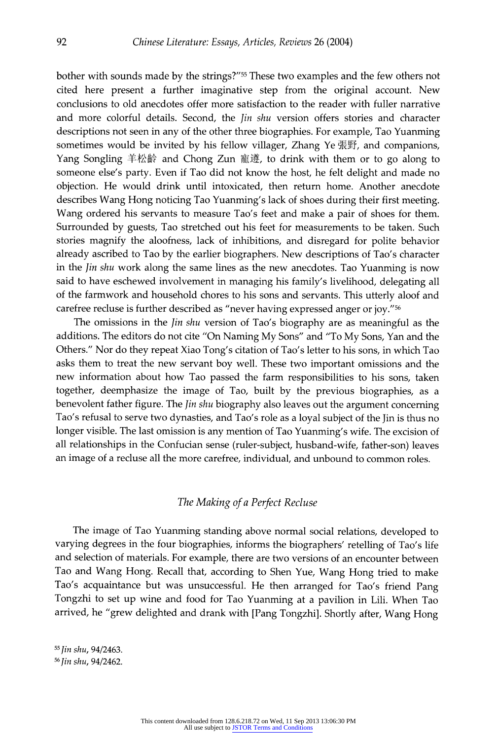bother with sounds made by the strings?"[55] These two examples and the few others not cited here present a further imaginative step from the original account. New conclusions to old anecdotes offer more satisfaction to the reader with fuller narrative and more colorful details. Second, the *Jin shu* version offers stories and character descriptions not seen in any of the other three biographies. For example, Tao Yuanming sometimes would be invited by his fellow villager, Zhang Ye 張野, and companions, Yang Songling 羊松齡 and Chong Zun 寵遵, to drink with them or to go along to someone else's party. Even if Tao did not know the host, he felt delight and made no objection. He would drink until intoxicated, then return home. Another anecdote describes Wang Hong noticing Tao Yuanming's lack of shoes during their first meeting. Wang ordered his servants to measure Tao's feet and make a pair of shoes for them. Surrounded by guests, Tao stretched out his feet for measurements to be taken. Such stories magnify the aloofness, lack of inhibitions, and disregard for polite behavior already ascribed to Tao by the earlier biographers. New descriptions of Tao's character in the *Jin shu* work along the same lines as the new anecdotes. Tao Yuanming is now said to have eschewed involvement in managing his family's livelihood, delegating all of the farmwork and household chores to his sons and servants. This utterly aloof and carefree recluse is further described as "never having expressed anger or joy."[56]

The omissions in the *Jin shu* version of Tao's biography are as meaningful as the additions. The editors do not cite "On Naming My Sons" and "To My Sons, Yan and the Others." Nor do they repeat Xiao Tong's citation of Tao's letter to his sons, in which Tao asks them to treat the new servant boy well. These two important omissions and the new information about how Tao passed the farm responsibilities to his sons, taken together, deemphasize the image of Tao, built by the previous biographies, as a benevolent father figure. The *Jin shu* biography also leaves out the argument concerning Tao's refusal to serve two dynasties, and Tao's role as a loyal subject of the Jin is thus no longer visible. The last omission is any mention of Tao Yuanming's wife. The excision of all relationships in the Confucian sense (ruler-subject, husband-wife, father-son) leaves an image of a recluse all the more carefree, individual, and unbound to common roles.

## *The Making of a Perfect Recluse*

The image of Tao Yuanming standing above normal social relations, developed to varying degrees in the four biographies, informs the biographers' retelling of Tao's life and selection of materials. For example, there are two versions of an encounter between Tao and Wang Hong. Recall that, according to Shen Yue, Wang Hong tried to make Tao's acquaintance but was unsuccessful. He then arranged for Tao's friend Pang Tongzhi to set up wine and food for Tao Yuanming at a pavilion in Lili. When Tao arrived, he "grew delighted and drank with [Pang Tongzhi]. Shortly after, Wang Hong

[55] *Jin shu*, 94/2463.
[56] *Jin shu*, 94/2462.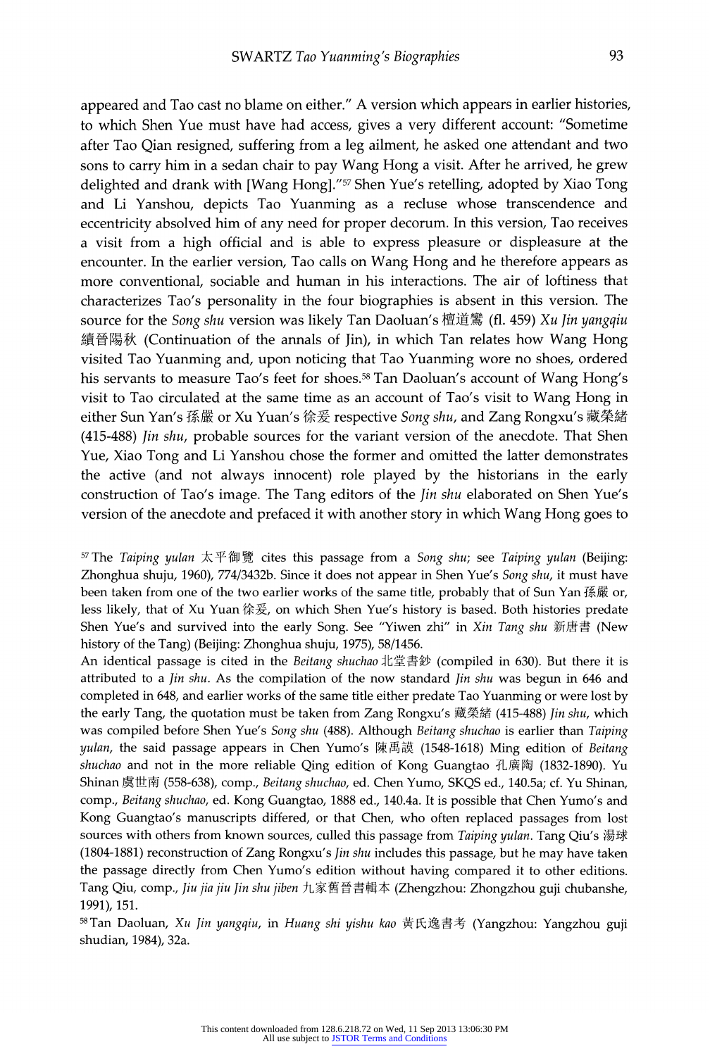appeared and Tao cast no blame on either." A version which appears in earlier histories, to which Shen Yue must have had access, gives a very different account: "Sometime after Tao Qian resigned, suffering from a leg ailment, he asked one attendant and two sons to carry him in a sedan chair to pay Wang Hong a visit. After he arrived, he grew delighted and drank with [Wang Hong]."[57] Shen Yue's retelling, adopted by Xiao Tong and Li Yanshou, depicts Tao Yuanming as a recluse whose transcendence and eccentricity absolved him of any need for proper decorum. In this version, Tao receives a visit from a high official and is able to express pleasure or displeasure at the encounter. In the earlier version, Tao calls on Wang Hong and he therefore appears as more conventional, sociable and human in his interactions. The air of loftiness that characterizes Tao's personality in the four biographies is absent in this version. The source for the *Song shu* version was likely Tan Daoluan's 檀道鸞 (fl. 459) *Xu Jin yangqiu* 續晉陽秋 (Continuation of the annals of Jin), in which Tan relates how Wang Hong visited Tao Yuanming and, upon noticing that Tao Yuanming wore no shoes, ordered his servants to measure Tao's feet for shoes.[58] Tan Daoluan's account of Wang Hong's visit to Tao circulated at the same time as an account of Tao's visit to Wang Hong in either Sun Yan's 孫嚴 or Xu Yuan's 徐爰 respective *Song shu*, and Zang Rongxu's 藏榮緒 (415-488) *Jin shu*, probable sources for the variant version of the anecdote. That Shen Yue, Xiao Tong and Li Yanshou chose the former and omitted the latter demonstrates the active (and not always innocent) role played by the historians in the early construction of Tao's image. The Tang editors of the *Jin shu* elaborated on Shen Yue's version of the anecdote and prefaced it with another story in which Wang Hong goes to

[57] The *Taiping yulan* 太平御覽 cites this passage from a *Song shu*; see *Taiping yulan* (Beijing: Zhonghua shuju, 1960), 774/3432b. Since it does not appear in Shen Yue's *Song shu*, it must have been taken from one of the two earlier works of the same title, probably that of Sun Yan 孫嚴 or, less likely, that of Xu Yuan 徐爰, on which Shen Yue's history is based. Both histories predate Shen Yue's and survived into the early Song. See "Yiwen zhi" in *Xin Tang shu* 新唐書 (New history of the Tang) (Beijing: Zhonghua shuju, 1975), 58/1456.

An identical passage is cited in the *Beitang shuchao* 北堂書鈔 (compiled in 630). But there it is attributed to a *Jin shu*. As the compilation of the now standard *Jin shu* was begun in 646 and completed in 648, and earlier works of the same title either predate Tao Yuanming or were lost by the early Tang, the quotation must be taken from Zang Rongxu's 藏榮緒 (415-488) *Jin shu*, which was compiled before Shen Yue's *Song shu* (488). Although *Beitang shuchao* is earlier than *Taiping yulan*, the said passage appears in Chen Yumo's 陳禹謨 (1548-1618) Ming edition of *Beitang shuchao* and not in the more reliable Qing edition of Kong Guangtao 孔廣陶 (1832-1890). Yu Shinan 虞世南 (558-638), comp., *Beitang shuchao*, ed. Chen Yumo, SKQS ed., 140.5a; cf. Yu Shinan, comp., *Beitang shuchao*, ed. Kong Guangtao, 1888 ed., 140.4a. It is possible that Chen Yumo's and Kong Guangtao's manuscripts differed, or that Chen, who often replaced passages from lost sources with others from known sources, culled this passage from *Taiping yulan*. Tang Qiu's 湯球 (1804-1881) reconstruction of Zang Rongxu's *Jin shu* includes this passage, but he may have taken the passage directly from Chen Yumo's edition without having compared it to other editions. Tang Qiu, comp., *Jiu jia jiu Jin shu jiben* 九家舊晉書輯本 (Zhengzhou: Zhongzhou guji chubanshe, 1991), 151.

[58] Tan Daoluan, *Xu Jin yangqiu*, in *Huang shi yishu kao* 黃氏逸書考 (Yangzhou: Yangzhou guji shudian, 1984), 32a.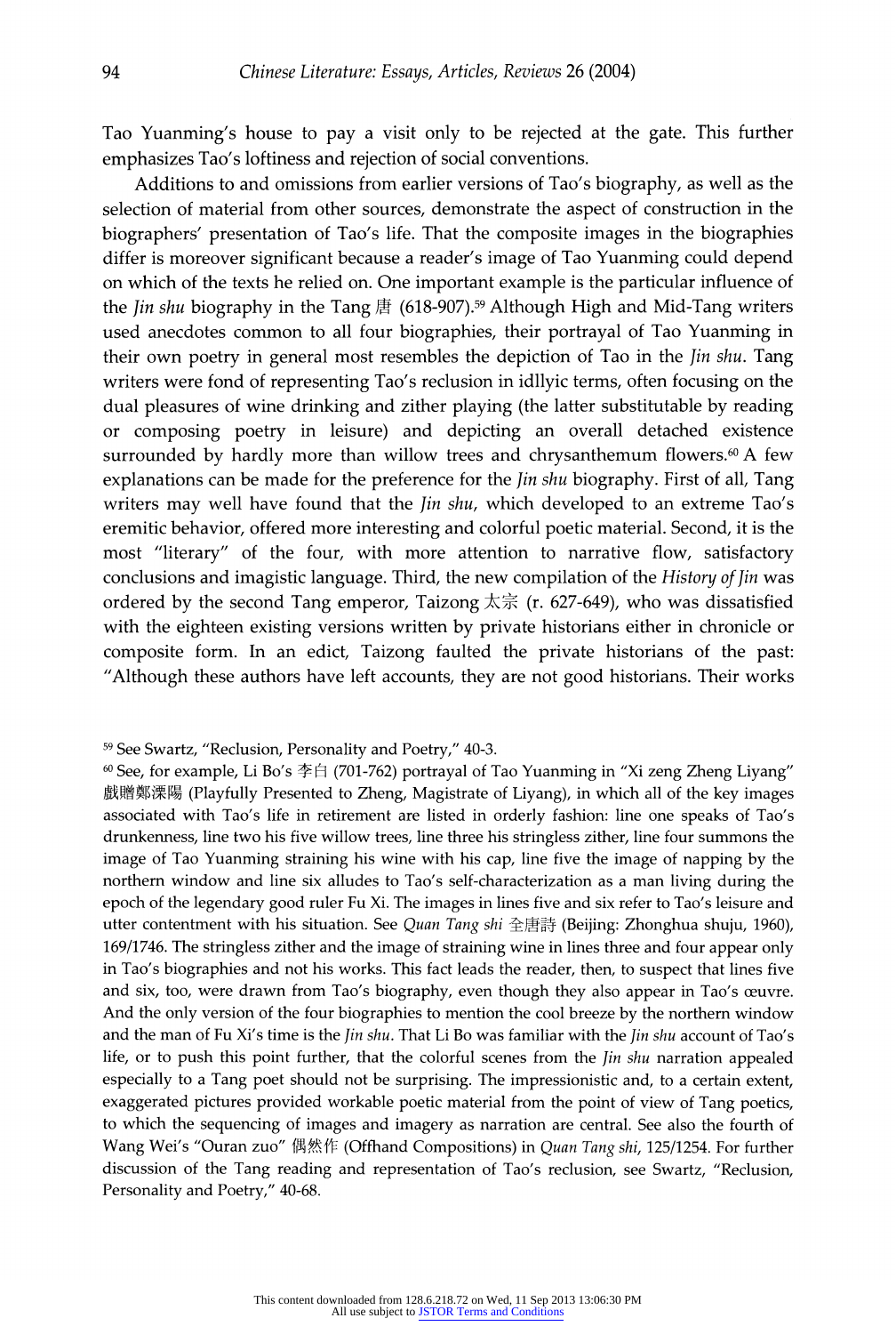Tao Yuanming's house to pay a visit only to be rejected at the gate. This further emphasizes Tao's loftiness and rejection of social conventions.

Additions to and omissions from earlier versions of Tao's biography, as well as the selection of material from other sources, demonstrate the aspect of construction in the biographers' presentation of Tao's life. That the composite images in the biographies differ is moreover significant because a reader's image of Tao Yuanming could depend on which of the texts he relied on. One important example is the particular influence of the *Jin shu* biography in the Tang 唐 (618-907).[59] Although High and Mid-Tang writers used anecdotes common to all four biographies, their portrayal of Tao Yuanming in their own poetry in general most resembles the depiction of Tao in the *Jin shu*. Tang writers were fond of representing Tao's reclusion in idllyic terms, often focusing on the dual pleasures of wine drinking and zither playing (the latter substitutable by reading or composing poetry in leisure) and depicting an overall detached existence surrounded by hardly more than willow trees and chrysanthemum flowers.[60] A few explanations can be made for the preference for the *Jin shu* biography. First of all, Tang writers may well have found that the *Jin shu*, which developed to an extreme Tao's eremitic behavior, offered more interesting and colorful poetic material. Second, it is the most "literary" of the four, with more attention to narrative flow, satisfactory conclusions and imagistic language. Third, the new compilation of the *History of Jin* was ordered by the second Tang emperor, Taizong 太宗 (r. 627-649), who was dissatisfied with the eighteen existing versions written by private historians either in chronicle or composite form. In an edict, Taizong faulted the private historians of the past: "Although these authors have left accounts, they are not good historians. Their works

---

[59] See Swartz, "Reclusion, Personality and Poetry," 40-3.

[60] See, for example, Li Bo's 李白 (701-762) portrayal of Tao Yuanming in "Xi zeng Zheng Liyang" 戲贈鄭溧陽 (Playfully Presented to Zheng, Magistrate of Liyang), in which all of the key images associated with Tao's life in retirement are listed in orderly fashion: line one speaks of Tao's drunkenness, line two his five willow trees, line three his stringless zither, line four summons the image of Tao Yuanming straining his wine with his cap, line five the image of napping by the northern window and line six alludes to Tao's self-characterization as a man living during the epoch of the legendary good ruler Fu Xi. The images in lines five and six refer to Tao's leisure and utter contentment with his situation. See *Quan Tang shi* 全唐詩 (Beijing: Zhonghua shuju, 1960), 169/1746. The stringless zither and the image of straining wine in lines three and four appear only in Tao's biographies and not his works. This fact leads the reader, then, to suspect that lines five and six, too, were drawn from Tao's biography, even though they also appear in Tao's œuvre. And the only version of the four biographies to mention the cool breeze by the northern window and the man of Fu Xi's time is the *Jin shu*. That Li Bo was familiar with the *Jin shu* account of Tao's life, or to push this point further, that the colorful scenes from the *Jin shu* narration appealed especially to a Tang poet should not be surprising. The impressionistic and, to a certain extent, exaggerated pictures provided workable poetic material from the point of view of Tang poetics, to which the sequencing of images and imagery as narration are central. See also the fourth of Wang Wei's "Ouran zuo" 偶然作 (Offhand Compositions) in *Quan Tang shi*, 125/1254. For further discussion of the Tang reading and representation of Tao's reclusion, see Swartz, "Reclusion, Personality and Poetry," 40-68.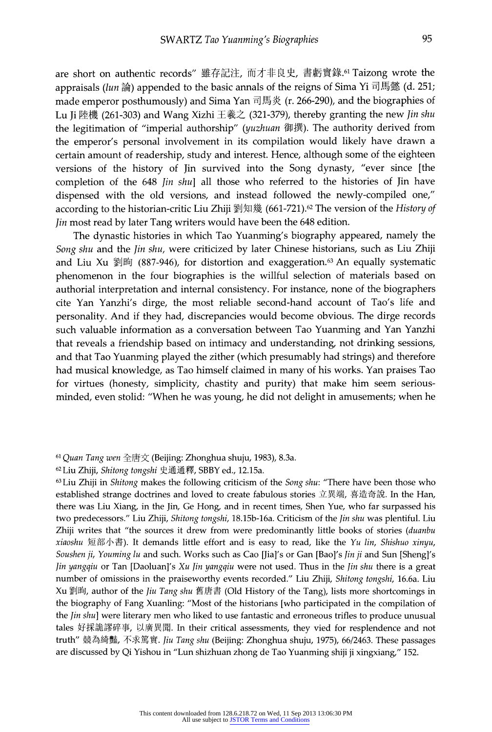are short on authentic records" 雖存記注, 而才非良史, 書虧實錄.[61] Taizong wrote the appraisals (*lun* 論) appended to the basic annals of the reigns of Sima Yi 司馬懿 (d. 251; made emperor posthumously) and Sima Yan 司馬炎 (r. 266-290), and the biographies of Lu Ji 陸機 (261-303) and Wang Xizhi 王羲之 (321-379), thereby granting the new *Jin shu* the legitimation of "imperial authorship" (*yuzhuan* 御撰). The authority derived from the emperor's personal involvement in its compilation would likely have drawn a certain amount of readership, study and interest. Hence, although some of the eighteen versions of the history of Jin survived into the Song dynasty, "ever since [the completion of the 648 *Jin shu*] all those who referred to the histories of Jin have dispensed with the old versions, and instead followed the newly-compiled one," according to the historian-critic Liu Zhiji 劉知幾 (661-721).[62] The version of the *History of Jin* most read by later Tang writers would have been the 648 edition.

The dynastic histories in which Tao Yuanming's biography appeared, namely the *Song shu* and the *Jin shu*, were criticized by later Chinese historians, such as Liu Zhiji and Liu Xu 劉昫 (887-946), for distortion and exaggeration.[63] An equally systematic phenomenon in the four biographies is the willful selection of materials based on authorial interpretation and internal consistency. For instance, none of the biographers cite Yan Yanzhi's dirge, the most reliable second-hand account of Tao's life and personality. And if they had, discrepancies would become obvious. The dirge records such valuable information as a conversation between Tao Yuanming and Yan Yanzhi that reveals a friendship based on intimacy and understanding, not drinking sessions, and that Tao Yuanming played the zither (which presumably had strings) and therefore had musical knowledge, as Tao himself claimed in many of his works. Yan praises Tao for virtues (honesty, simplicity, chastity and purity) that make him seem serious-minded, even stolid: "When he was young, he did not delight in amusements; when he

---

[61] *Quan Tang wen* 全唐文 (Beijing: Zhonghua shuju, 1983), 8.3a.

[62] Liu Zhiji, *Shitong tongshi* 史通通釋, SBBY ed., 12.15a.

[63] Liu Zhiji in *Shitong* makes the following criticism of the *Song shu*: "There have been those who established strange doctrines and loved to create fabulous stories 立異端, 喜造奇說. In the Han, there was Liu Xiang, in the Jin, Ge Hong, and in recent times, Shen Yue, who far surpassed his two predecessors." Liu Zhiji, *Shitong tongshi*, 18.15b-16a. Criticism of the *Jin shu* was plentiful. Liu Zhiji writes that "the sources it drew from were predominantly little books of stories (*duanbu xiaoshu* 短部小書). It demands little effort and is easy to read, like the *Yu lin*, *Shishuo xinyu*, *Soushen ji*, *Youming lu* and such. Works such as Cao [Jia]'s or Gan [Bao]'s *Jin ji* and Sun [Sheng]'s *Jin yangqiu* or Tan [Daoluan]'s *Xu Jin yangqiu* were not used. Thus in the *Jin shu* there is a great number of omissions in the praiseworthy events recorded." Liu Zhiji, *Shitong tongshi*, 16.6a. Liu Xu 劉昫, author of the *Jiu Tang shu* 舊唐書 (Old History of the Tang), lists more shortcomings in the biography of Fang Xuanling: "Most of the historians [who participated in the compilation of the *Jin shu*] were literary men who liked to use fantastic and erroneous trifles to produce unusual tales 好採詭謬碎事, 以廣異聞. In their critical assessments, they vied for resplendence and not truth" 競為綺豔, 不求篤實. *Jiu Tang shu* (Beijing: Zhonghua shuju, 1975), 66/2463. These passages are discussed by Qi Yishou in "Lun shizhuan zhong de Tao Yuanming shiji ji xingxiang," 152.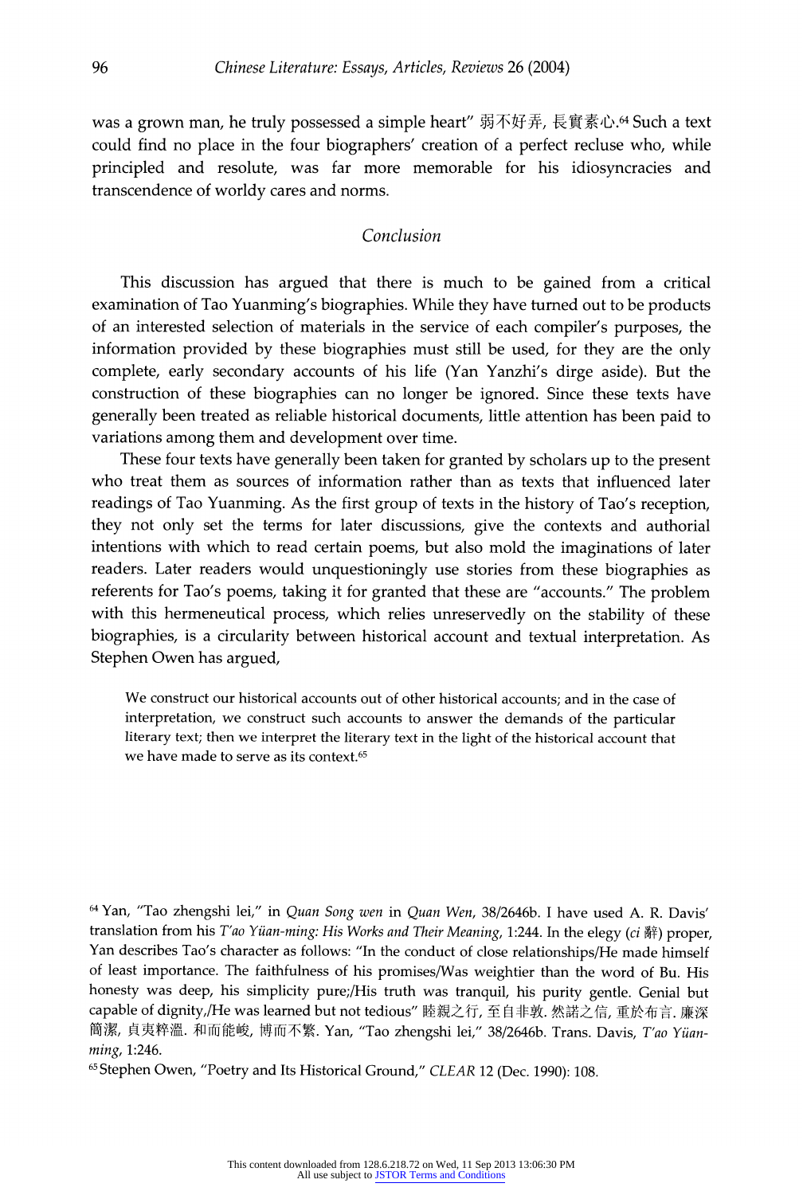was a grown man, he truly possessed a simple heart" 弱不好弄, 長實素心.[64] Such a text could find no place in the four biographers' creation of a perfect recluse who, while principled and resolute, was far more memorable for his idiosyncracies and transcendence of worldy cares and norms.

## *Conclusion*

This discussion has argued that there is much to be gained from a critical examination of Tao Yuanming's biographies. While they have turned out to be products of an interested selection of materials in the service of each compiler's purposes, the information provided by these biographies must still be used, for they are the only complete, early secondary accounts of his life (Yan Yanzhi's dirge aside). But the construction of these biographies can no longer be ignored. Since these texts have generally been treated as reliable historical documents, little attention has been paid to variations among them and development over time.

These four texts have generally been taken for granted by scholars up to the present who treat them as sources of information rather than as texts that influenced later readings of Tao Yuanming. As the first group of texts in the history of Tao's reception, they not only set the terms for later discussions, give the contexts and authorial intentions with which to read certain poems, but also mold the imaginations of later readers. Later readers would unquestioningly use stories from these biographies as referents for Tao's poems, taking it for granted that these are "accounts." The problem with this hermeneutical process, which relies unreservedly on the stability of these biographies, is a circularity between historical account and textual interpretation. As Stephen Owen has argued,

> We construct our historical accounts out of other historical accounts; and in the case of interpretation, we construct such accounts to answer the demands of the particular literary text; then we interpret the literary text in the light of the historical account that we have made to serve as its context.[65]

---

[64] Yan, "Tao zhengshi lei," in *Quan Song wen* in *Quan Wen*, 38/2646b. I have used A. R. Davis' translation from his *T'ao Yüan-ming: His Works and Their Meaning*, 1:244. In the elegy (*ci* 辭) proper, Yan describes Tao's character as follows: "In the conduct of close relationships/He made himself of least importance. The faithfulness of his promises/Was weightier than the word of Bu. His honesty was deep, his simplicity pure;/His truth was tranquil, his purity gentle. Genial but capable of dignity,/He was learned but not tedious" 睦親之行, 至自非敦. 然諾之信, 重於布言. 廉深簡潔, 貞夷粹溫. 和而能峻, 博而不繁. Yan, "Tao zhengshi lei," 38/2646b. Trans. Davis, *T'ao Yüan-ming*, 1:246.

[65] Stephen Owen, "Poetry and Its Historical Ground," *CLEAR* 12 (Dec. 1990): 108.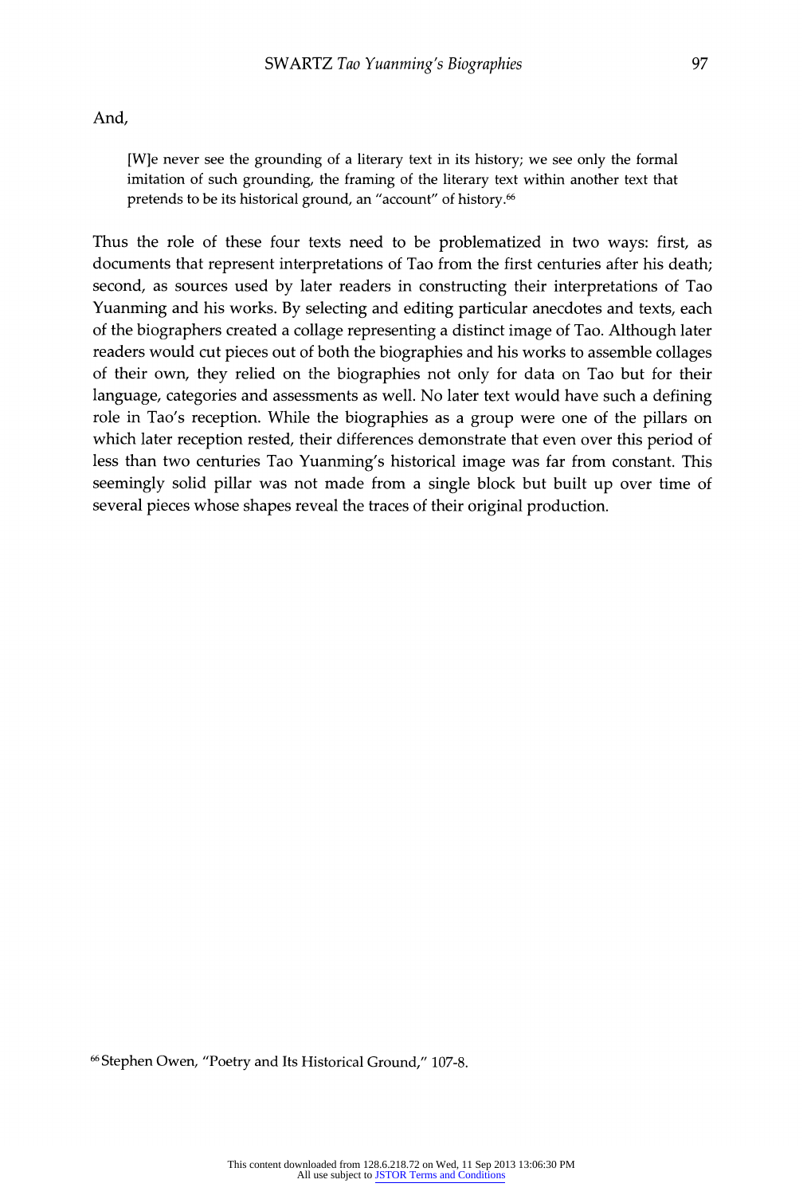And,

> [W]e never see the grounding of a literary text in its history; we see only the formal imitation of such grounding, the framing of the literary text within another text that pretends to be its historical ground, an "account" of history.[66]

Thus the role of these four texts need to be problematized in two ways: first, as documents that represent interpretations of Tao from the first centuries after his death; second, as sources used by later readers in constructing their interpretations of Tao Yuanming and his works. By selecting and editing particular anecdotes and texts, each of the biographers created a collage representing a distinct image of Tao. Although later readers would cut pieces out of both the biographies and his works to assemble collages of their own, they relied on the biographies not only for data on Tao but for their language, categories and assessments as well. No later text would have such a defining role in Tao's reception. While the biographies as a group were one of the pillars on which later reception rested, their differences demonstrate that even over this period of less than two centuries Tao Yuanming's historical image was far from constant. This seemingly solid pillar was not made from a single block but built up over time of several pieces whose shapes reveal the traces of their original production.

[66] Stephen Owen, "Poetry and Its Historical Ground," 107-8.